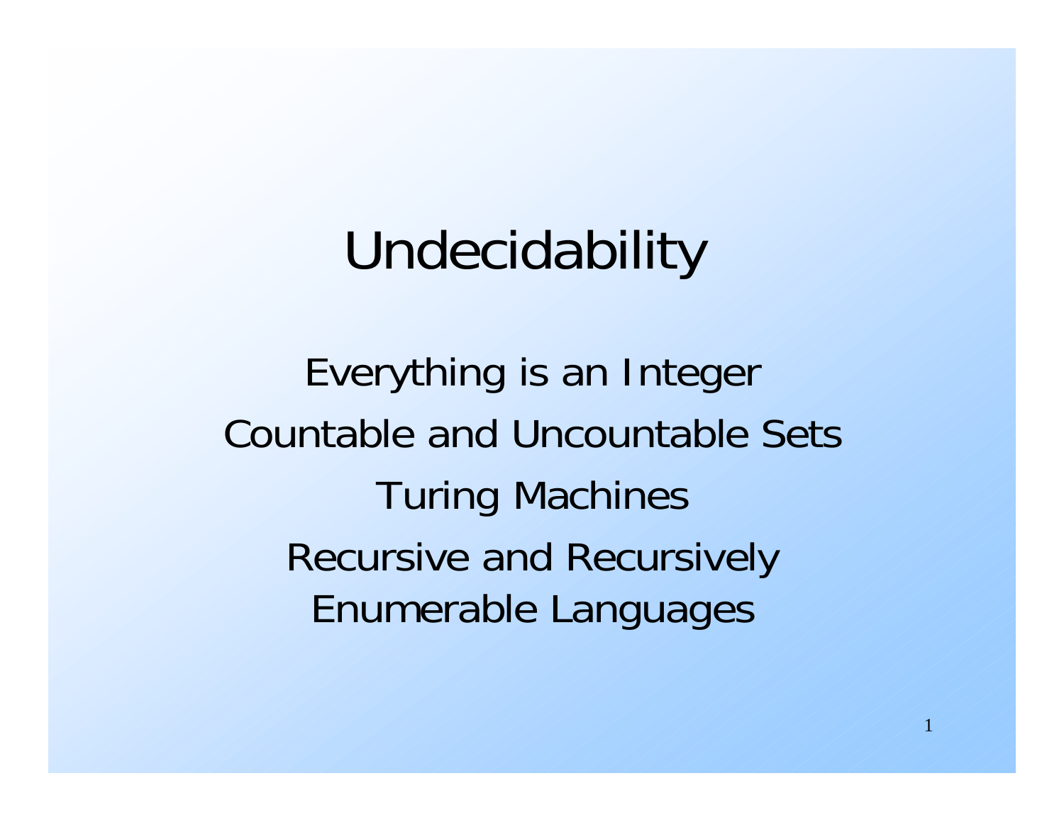# Undecidability

Everything is an Integer

Countable and Uncountable Sets

Turing Machines

Recursive and Recursively Enumerable Languages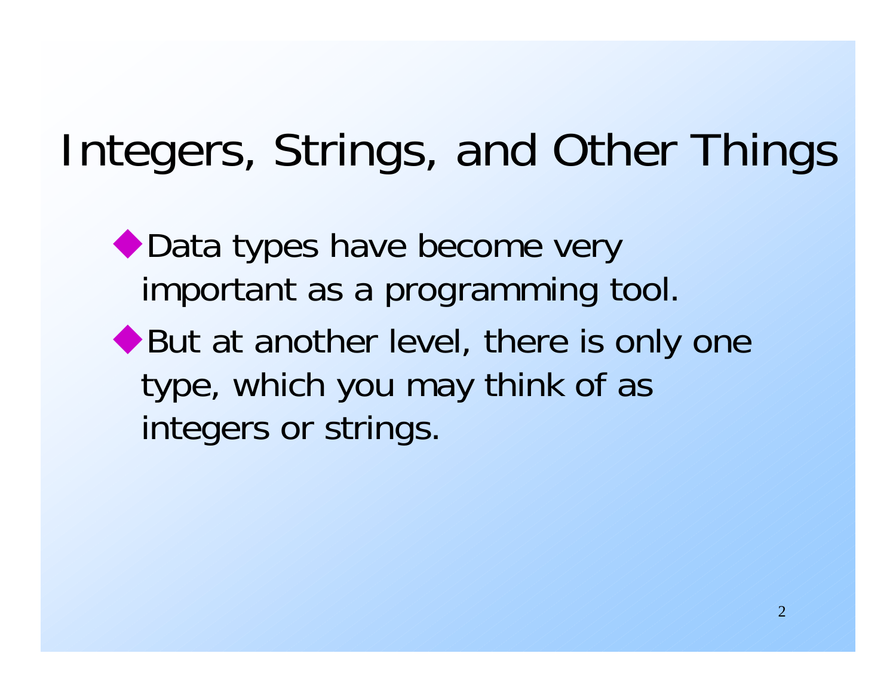# Integers, Strings, and Other Things

- Data types have become very important as a programming tool.
- But at another level, there is only one type, which you may think of as integers or strings.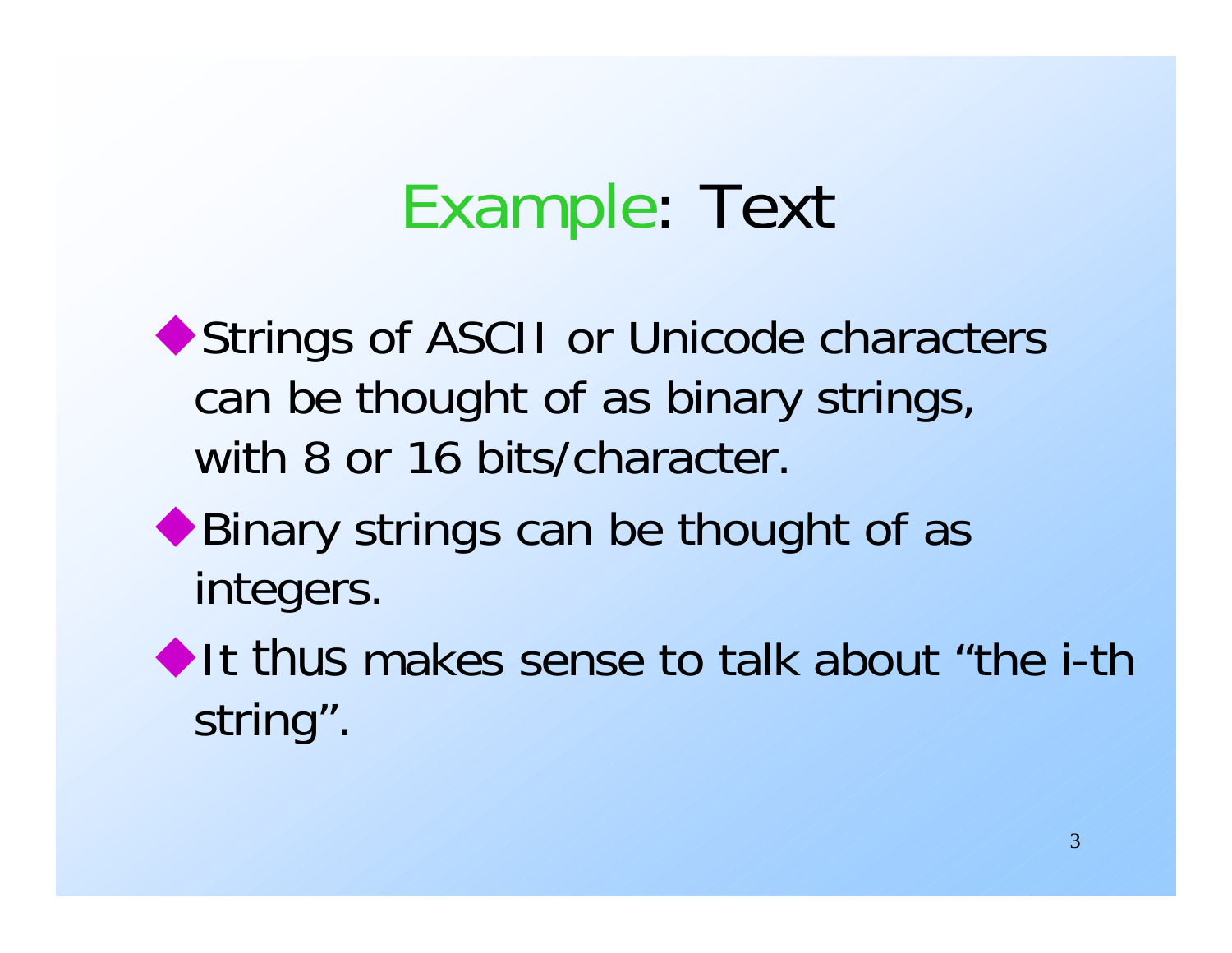# Example: Text

- Strings of ASCII or Unicode characters can be thought of as binary strings, with 8 or 16 bits/character.
- Binary strings can be thought of as integers.
- It thus makes sense to talk about "the i-th string".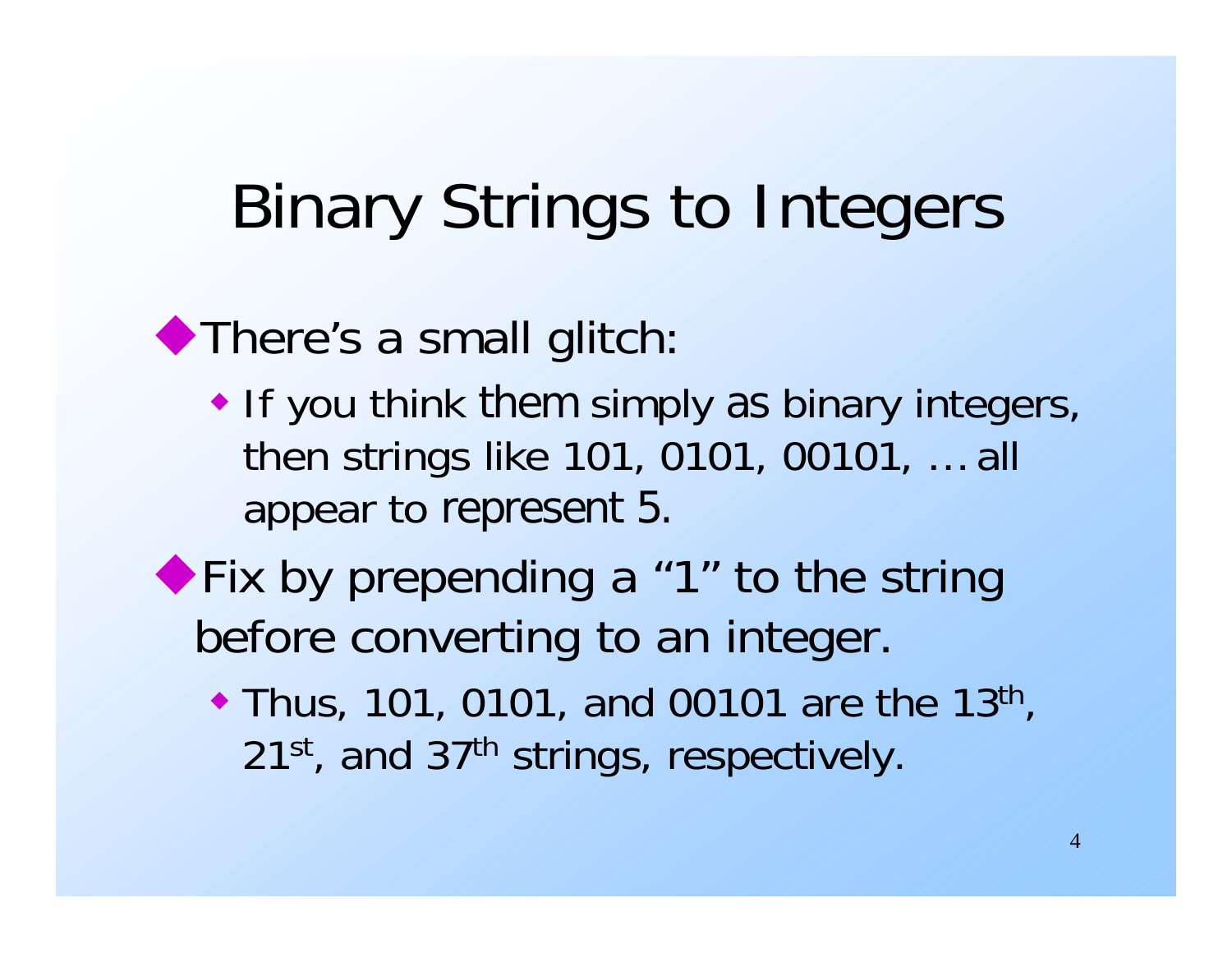# Binary Strings to Integers

- There's a small glitch:
  - If you think them simply as binary integers, then strings like 101, 0101, 00101, … all appear to represent 5.
- Fix by prepending a "1" to the string before converting to an integer.
  - Thus, 101, 0101, and 00101 are the 13th, 21st, and 37th strings, respectively.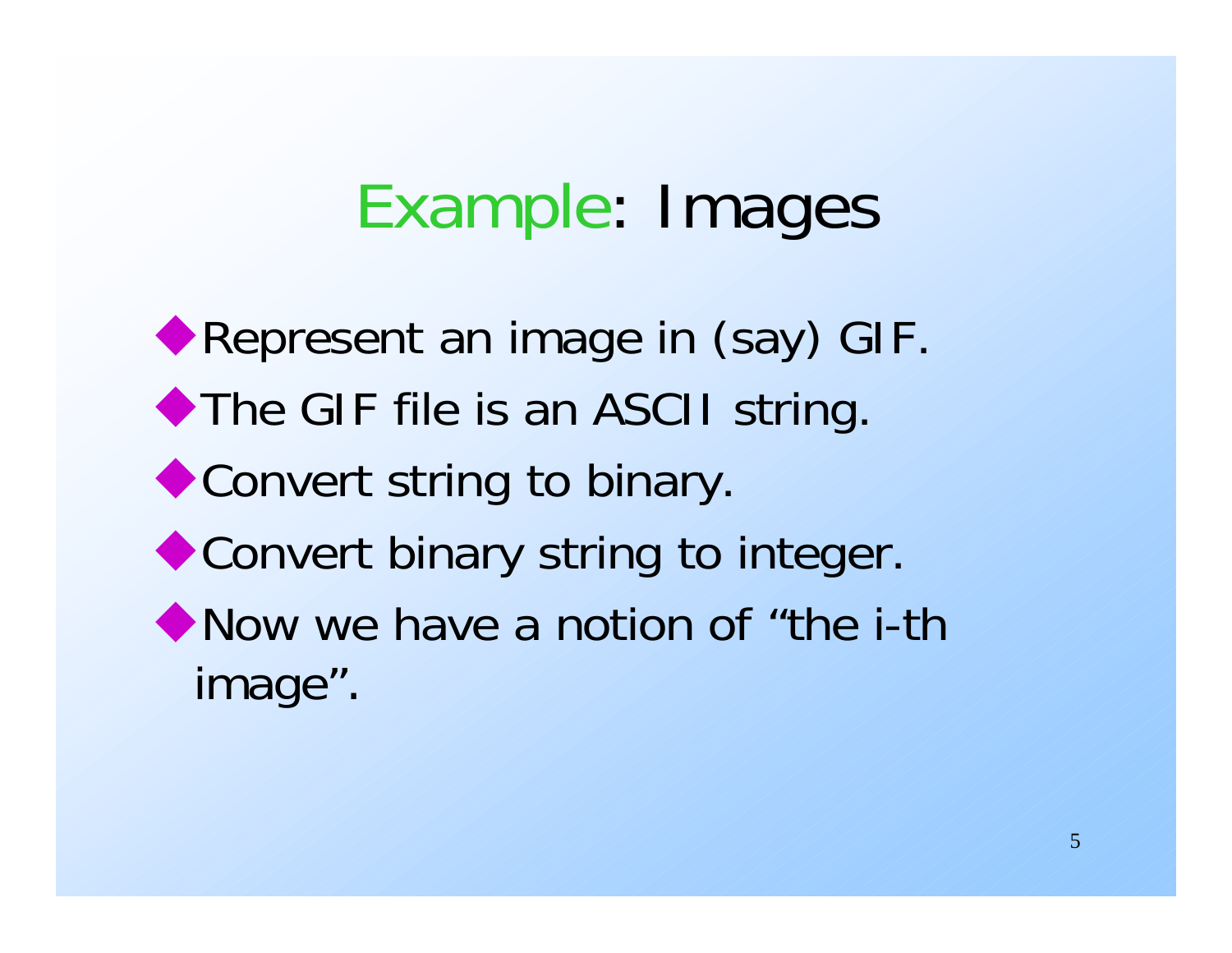# Example: Images

- Represent an image in (say) GIF.
- The GIF file is an ASCII string.
- Convert string to binary.
- Convert binary string to integer.
- Now we have a notion of “the i-th image”.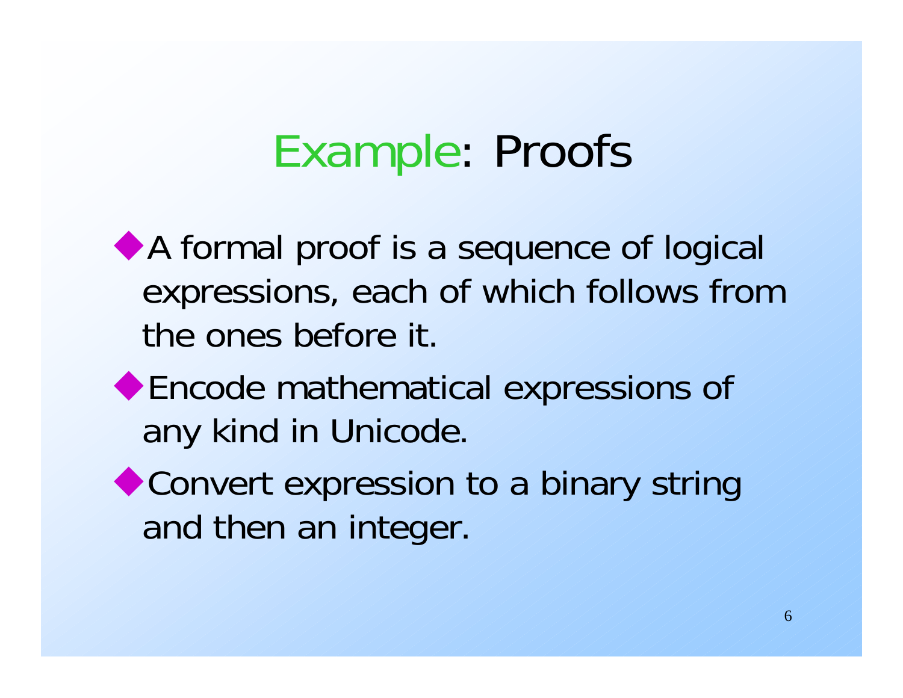# Example: Proofs

- A formal proof is a sequence of logical expressions, each of which follows from the ones before it.
- Encode mathematical expressions of any kind in Unicode.
- Convert expression to a binary string and then an integer.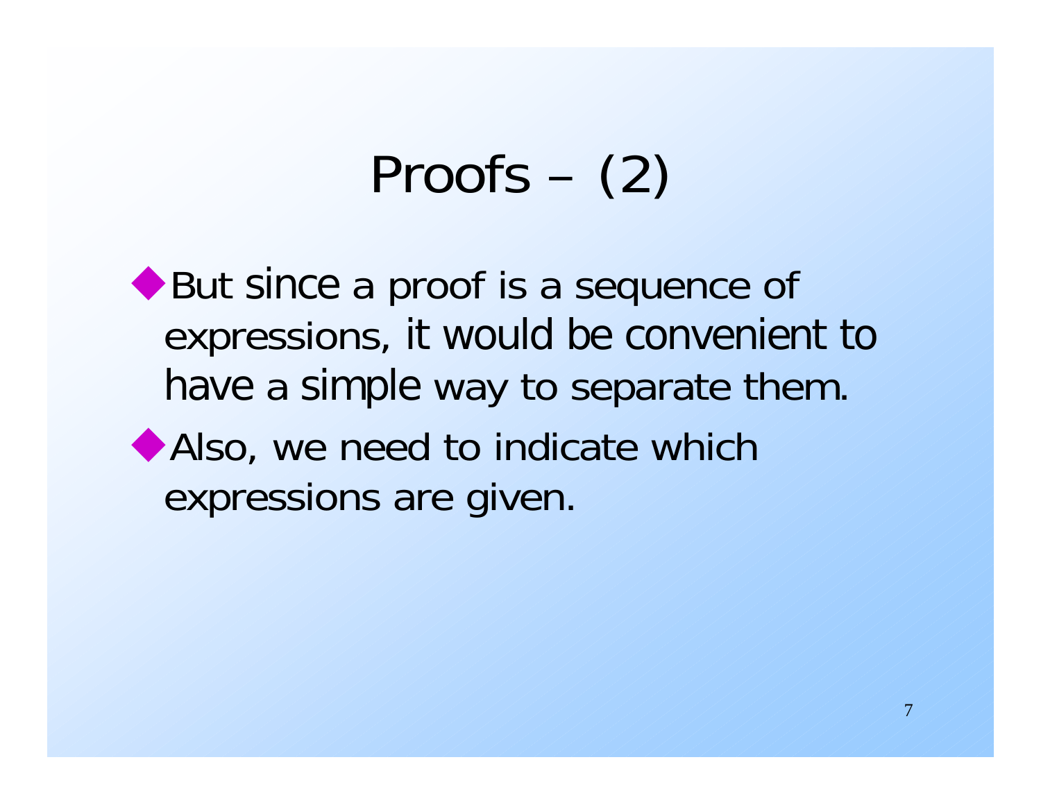# Proofs – (2)

- But since a proof is a sequence of expressions, it would be convenient to have a simple way to separate them.
- Also, we need to indicate which expressions are given.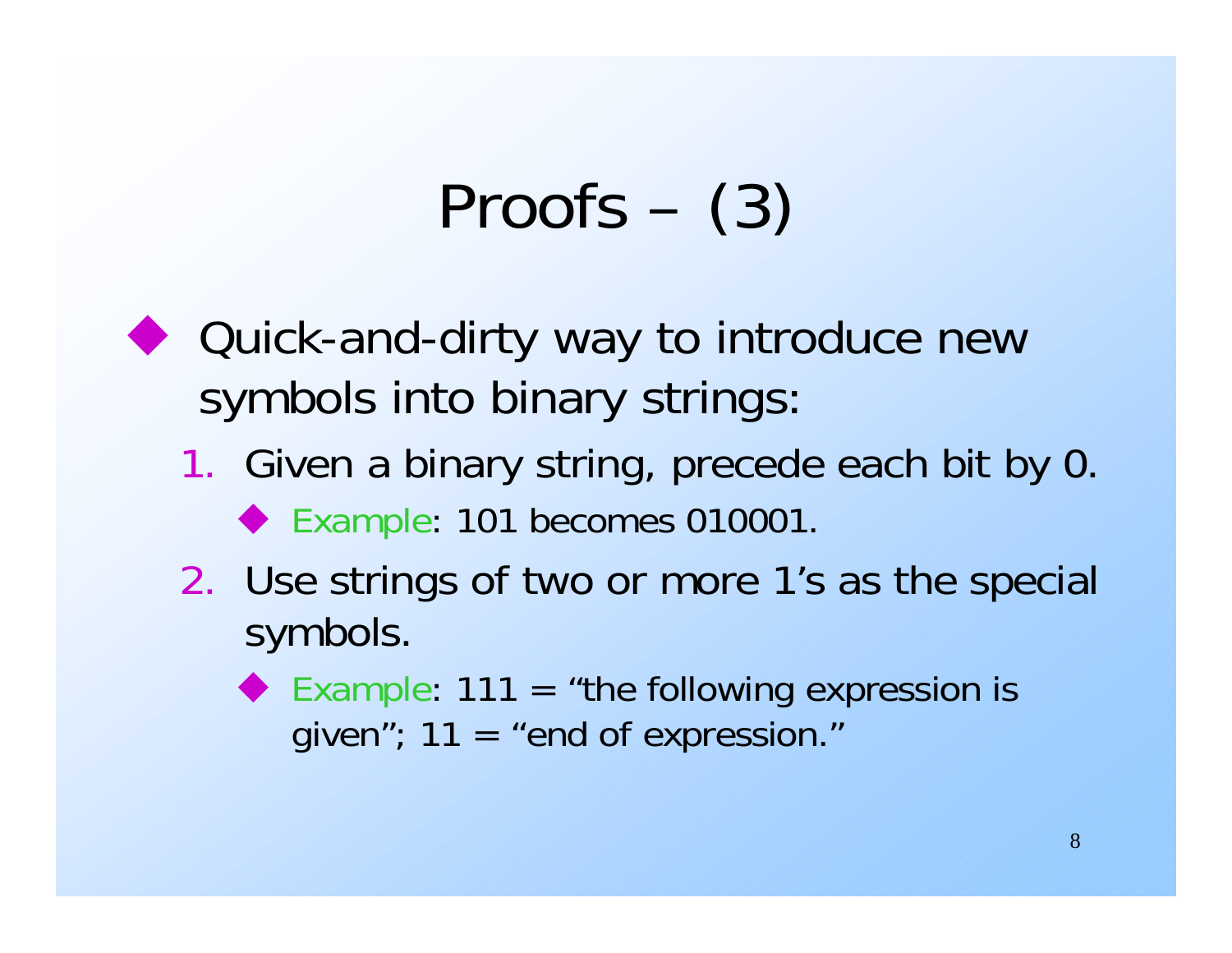# Proofs – (3)

- Quick-and-dirty way to introduce new symbols into binary strings:
  1. Given a binary string, precede each bit by 0.
     - Example: 101 becomes 010001.
  2. Use strings of two or more 1's as the special symbols.
     - Example: 111 = "the following expression is given"; 11 = "end of expression."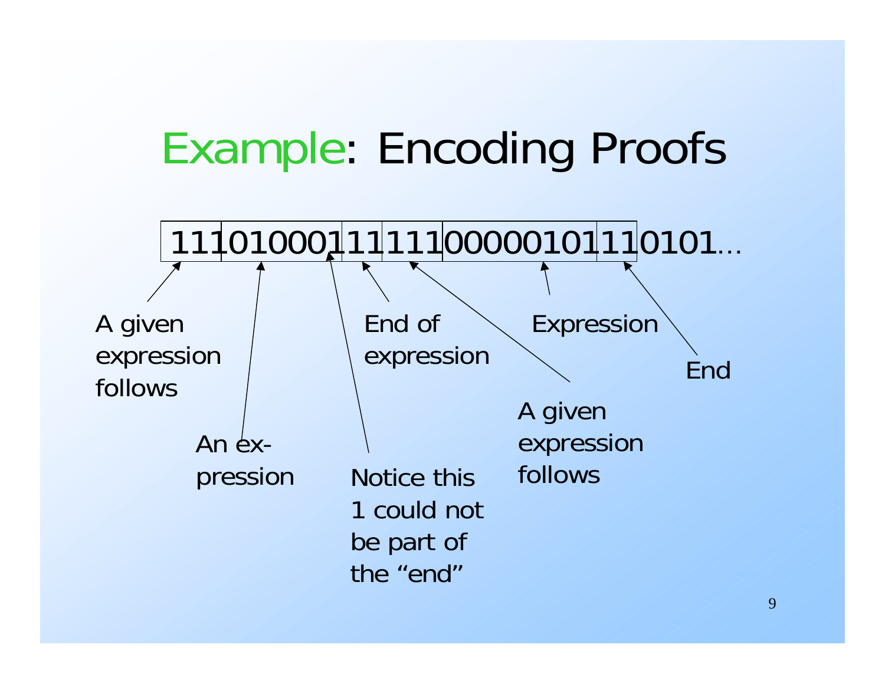# Example: Encoding Proofs

| 111 | 010001 | 11 | 111 | 00000101 | 11 | 0101... |
|---|---|---|---|---|---|---|

- **111** — A given expression follows
- **010001** — An expression
- **1** (last 1 of 010001) — Notice this 1 could not be part of the "end"
- **11** — End of expression
- **111** — A given expression follows
- **00000101** — Expression
- **11** — End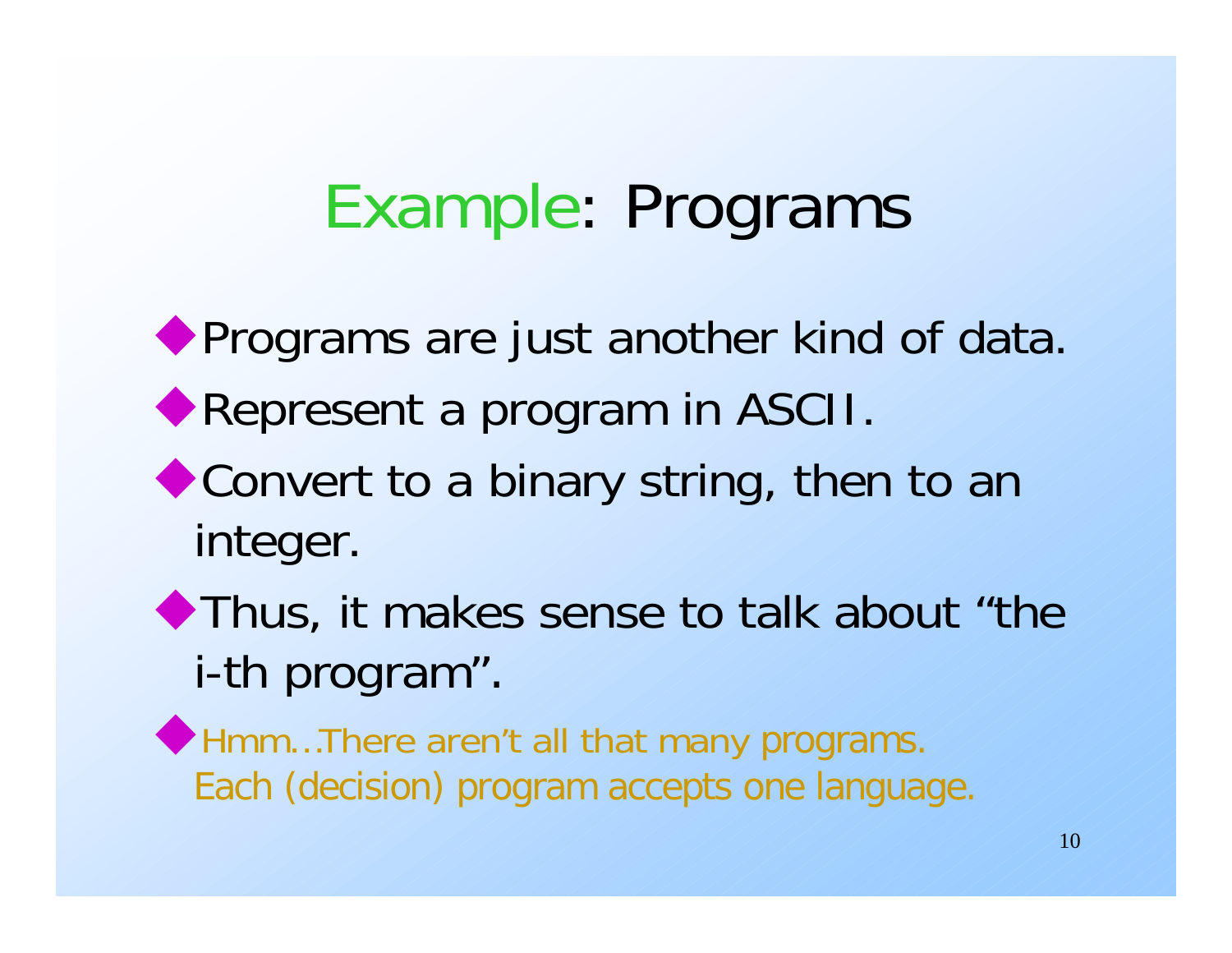# Example: Programs

- Programs are just another kind of data.
- Represent a program in ASCII.
- Convert to a binary string, then to an integer.
- Thus, it makes sense to talk about "the i-th program".
- Hmm…There aren't all that many programs. Each (decision) program accepts one language.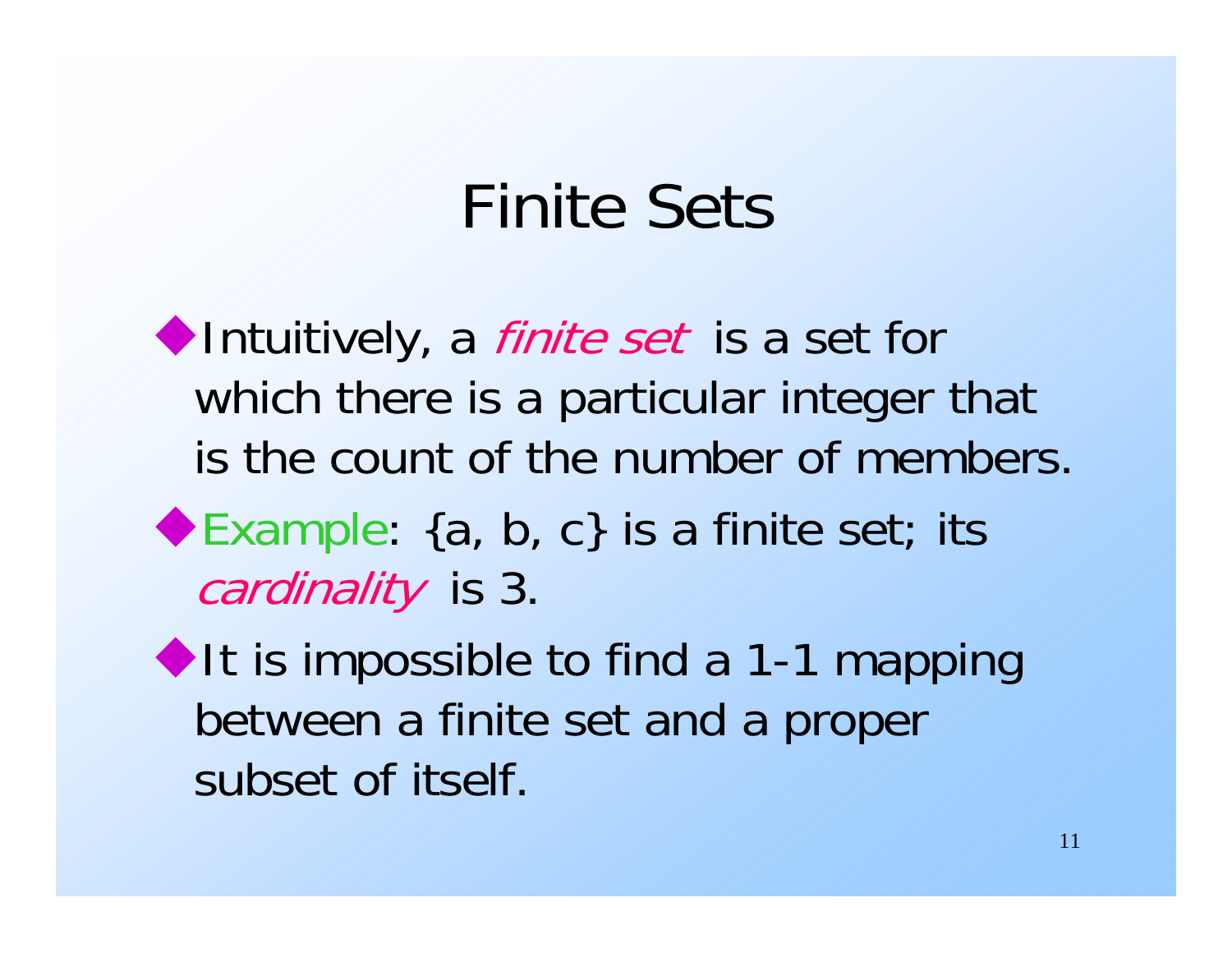# Finite Sets

- Intuitively, a *finite set* is a set for which there is a particular integer that is the count of the number of members.
- Example: {a, b, c} is a finite set; its *cardinality* is 3.
- It is impossible to find a 1-1 mapping between a finite set and a proper subset of itself.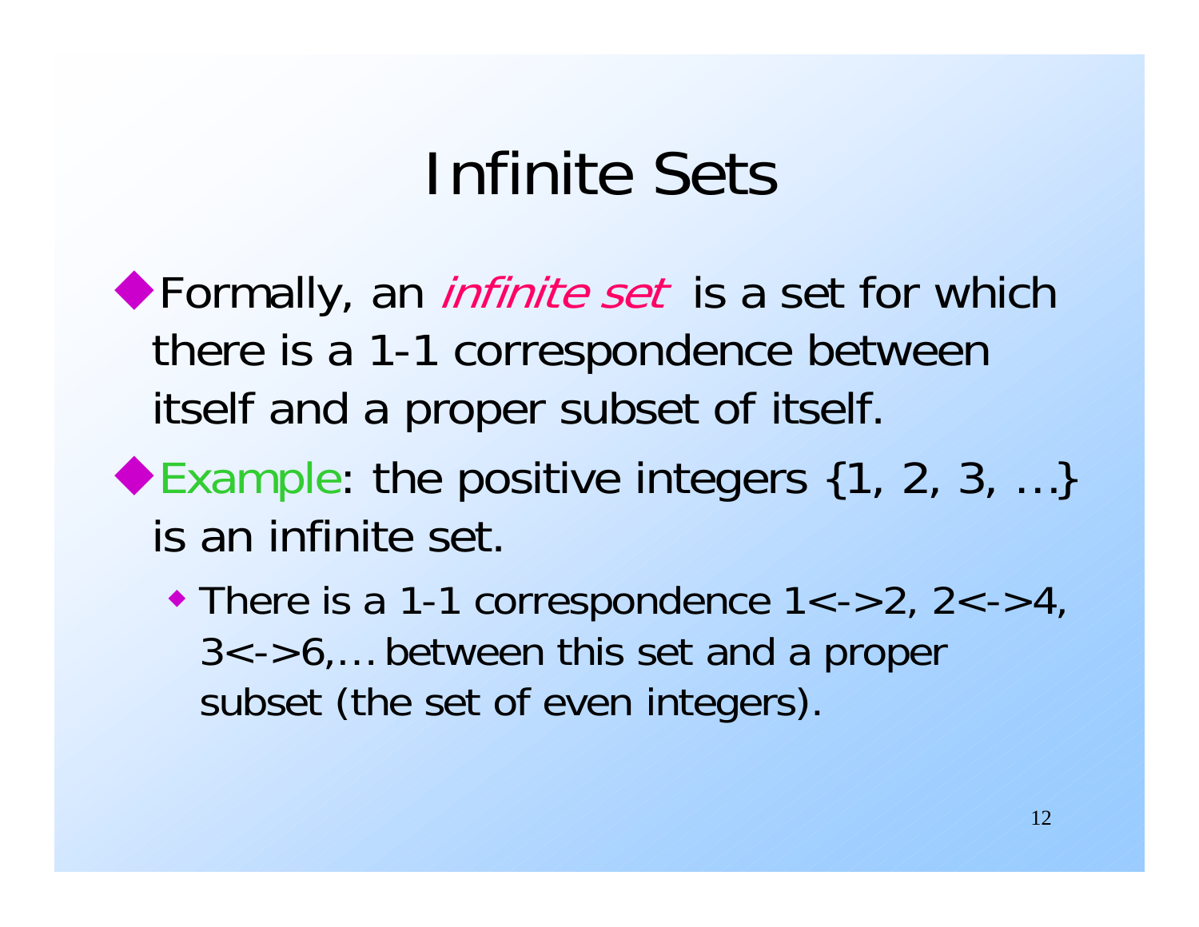# Infinite Sets

- Formally, an *infinite set* is a set for which there is a 1-1 correspondence between itself and a proper subset of itself.
- Example: the positive integers {1, 2, 3, …} is an infinite set.
  - There is a 1-1 correspondence 1<->2, 2<->4, 3<->6,… between this set and a proper subset (the set of even integers).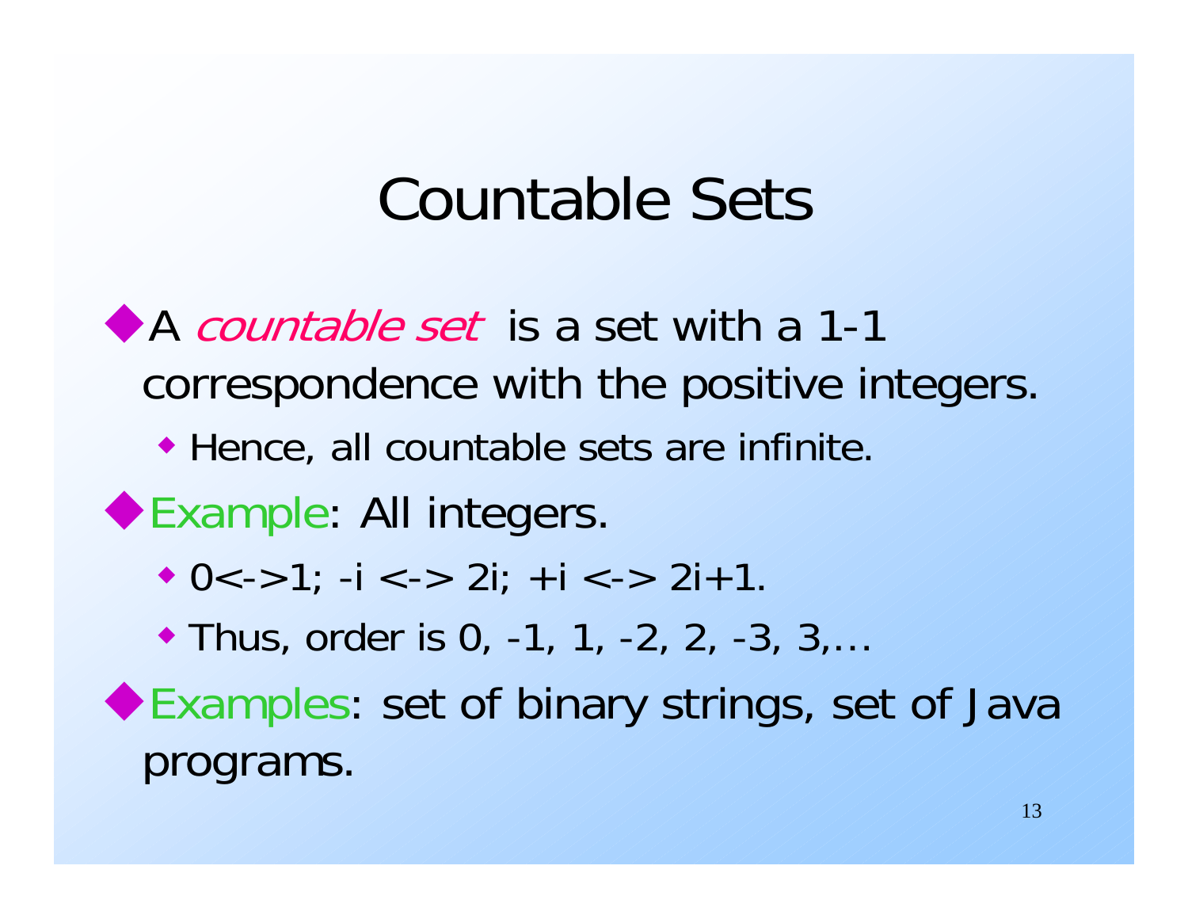# Countable Sets

- A *countable set* is a set with a 1-1 correspondence with the positive integers.
  - Hence, all countable sets are infinite.
- Example: All integers.
  - 0<->1; -i <-> 2i; +i <-> 2i+1.
  - Thus, order is 0, -1, 1, -2, 2, -3, 3,…
- Examples: set of binary strings, set of Java programs.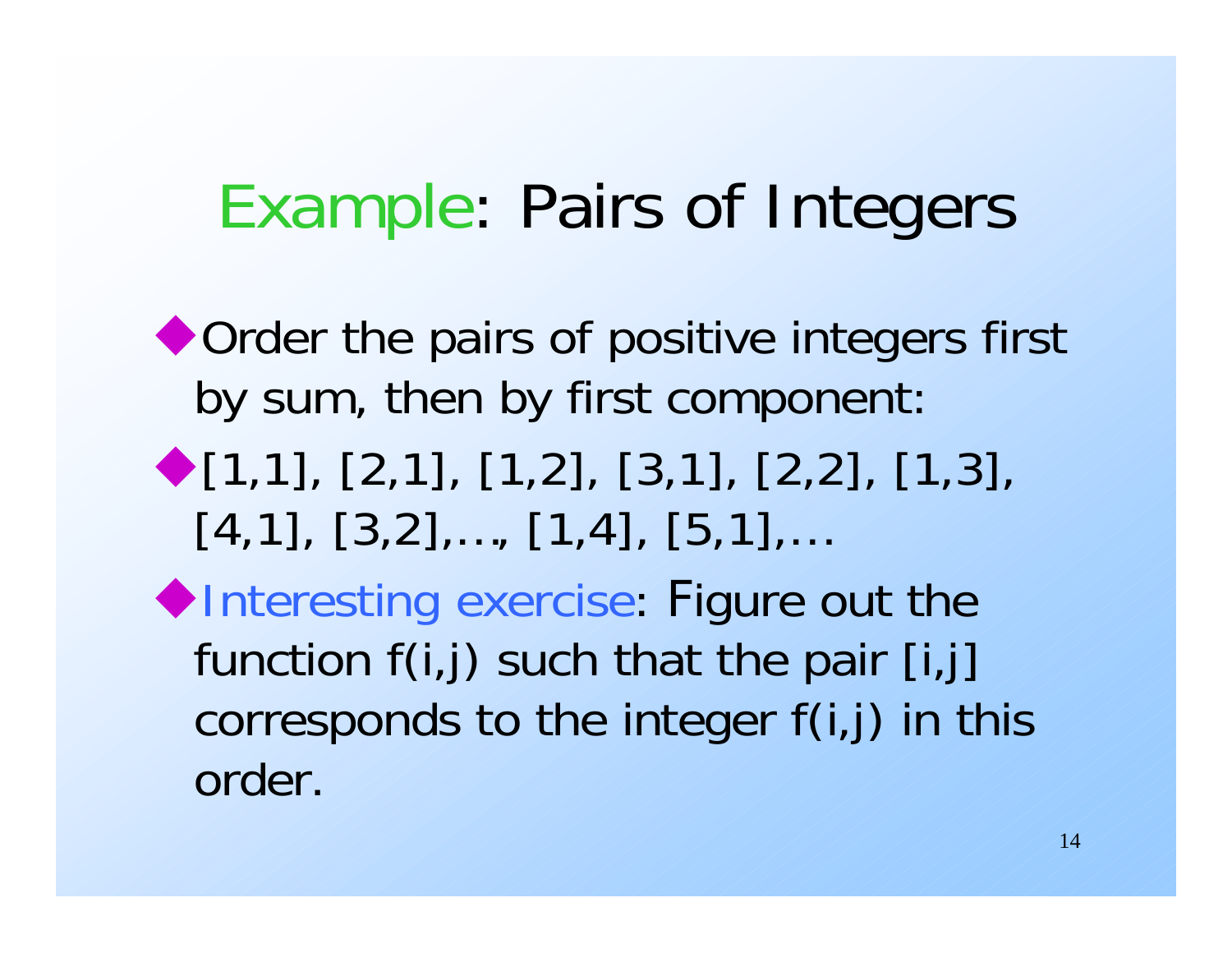# Example: Pairs of Integers

- Order the pairs of positive integers first by sum, then by first component:
- [1,1], [2,1], [1,2], [3,1], [2,2], [1,3], [4,1], [3,2],…, [1,4], [5,1],…
- Interesting exercise: Figure out the function f(i,j) such that the pair [i,j] corresponds to the integer f(i,j) in this order.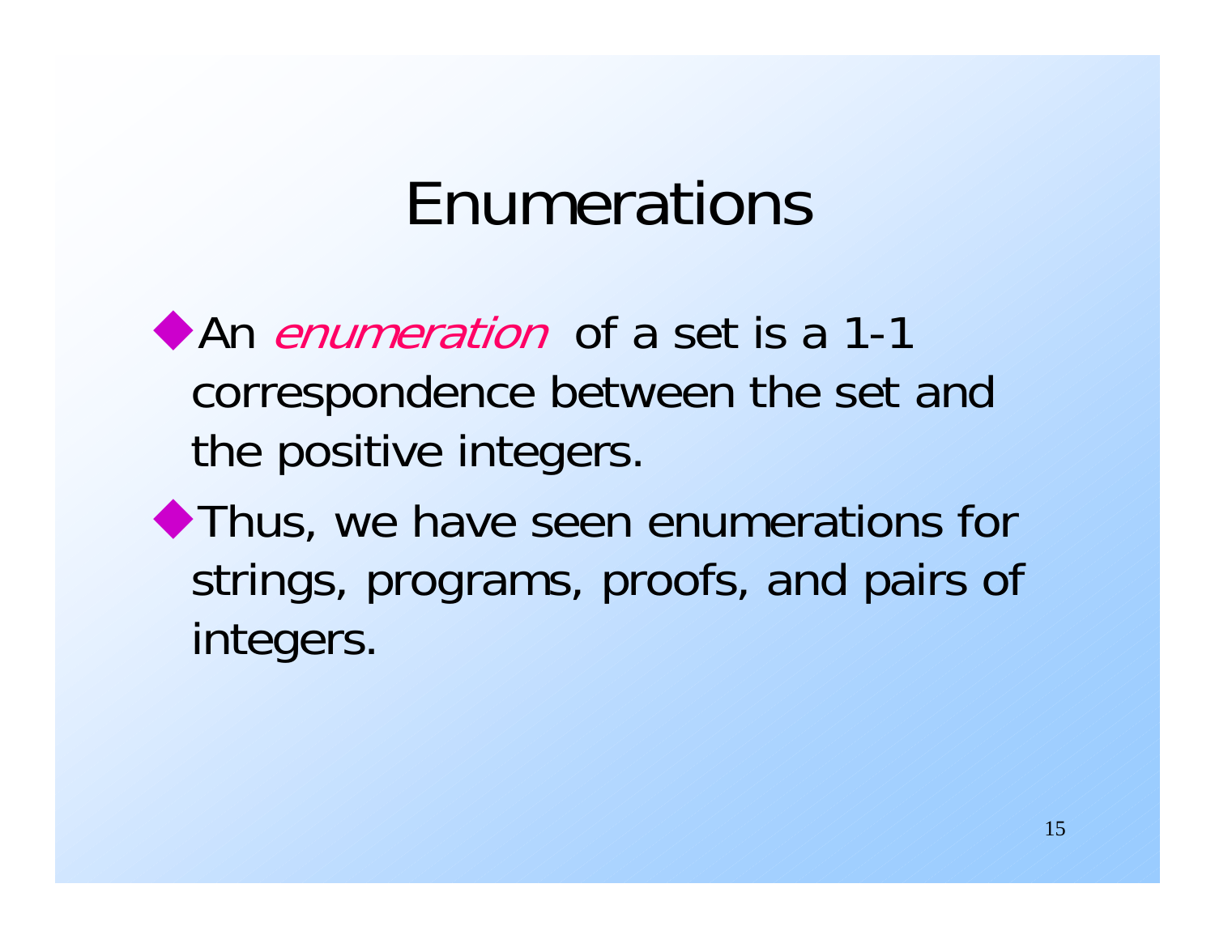# Enumerations

- An *enumeration* of a set is a 1-1 correspondence between the set and the positive integers.
- Thus, we have seen enumerations for strings, programs, proofs, and pairs of integers.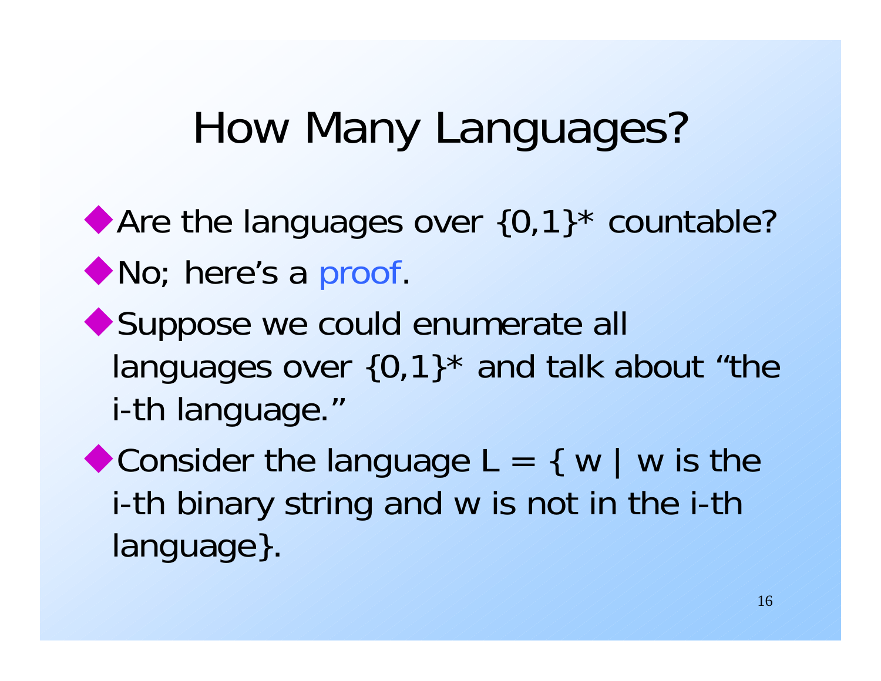# How Many Languages?

- Are the languages over {0,1}* countable?
- No; here's a proof.
- Suppose we could enumerate all languages over {0,1}* and talk about "the i-th language."
- Consider the language L = { w | w is the i-th binary string and w is not in the i-th language}.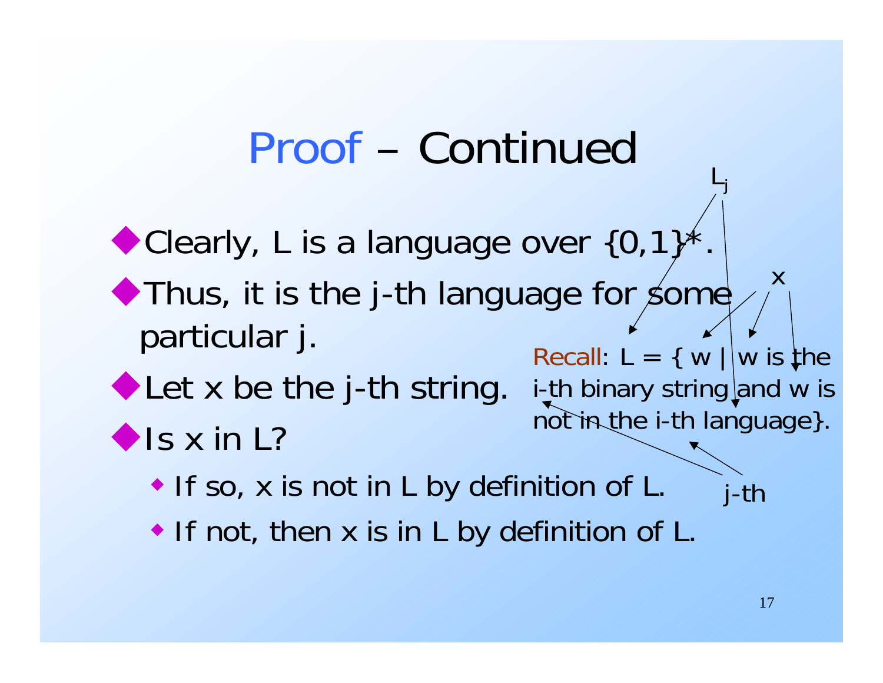# Proof – Continued

- Clearly, L is a language over {0,1}*.
- Thus, it is the j-th language for some particular j.
- Let x be the j-th string.
- Is x in L?
  - If so, x is not in L by definition of L.
  - If not, then x is in L by definition of L.

Recall: L = { w | w is the i-th binary string and w is not in the i-th language}.

$L_j$

x

j-th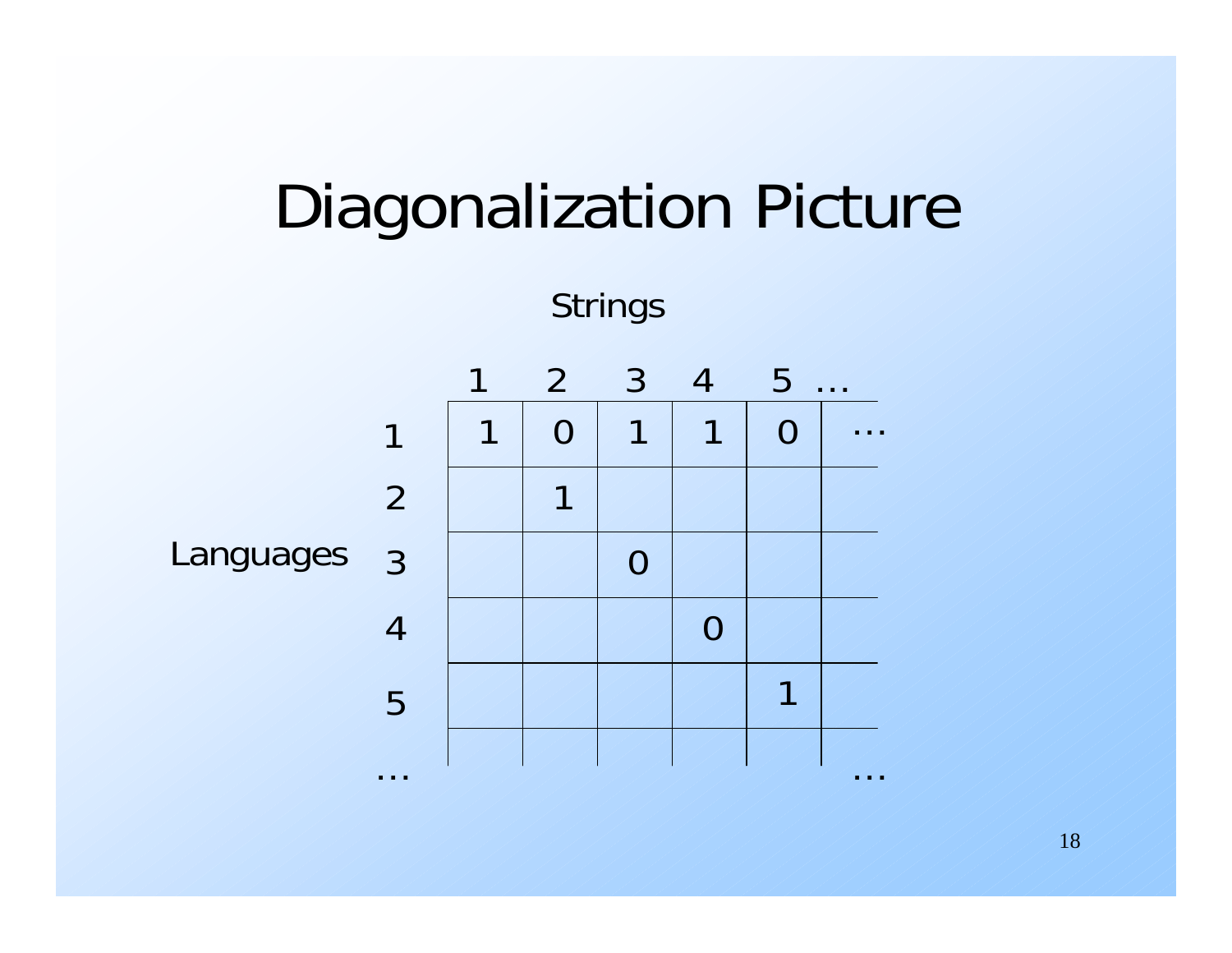# Diagonalization Picture

Strings

| Languages | 1 | 2 | 3 | 4 | 5 | … |
|---|---|---|---|---|---|---|
| 1 | 1 | 0 | 1 | 1 | 0 | … |
| 2 | | 1 | | | | |
| 3 | | | 0 | | | |
| 4 | | | | 0 | | |
| 5 | | | | | 1 | |
| … | | | | | | … |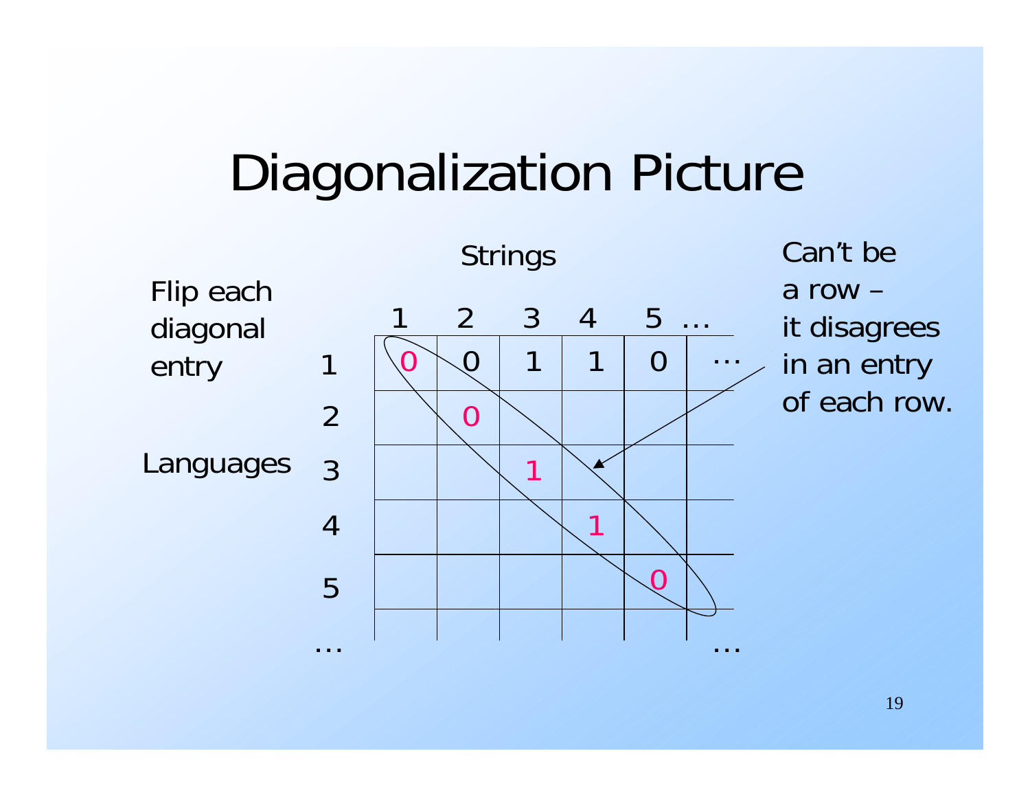# Diagonalization Picture

Flip each diagonal entry

Strings

| Languages | 1 | 2 | 3 | 4 | 5 | … |
|---|---|---|---|---|---|---|
| 1 | 0 | 0 | 1 | 1 | 0 | … |
| 2 | | 0 | | | | |
| 3 | | | 1 | | | |
| 4 | | | | 1 | | |
| 5 | | | | | 0 | |
| … | | | | | | … |

Can't be a row – it disagrees in an entry of each row.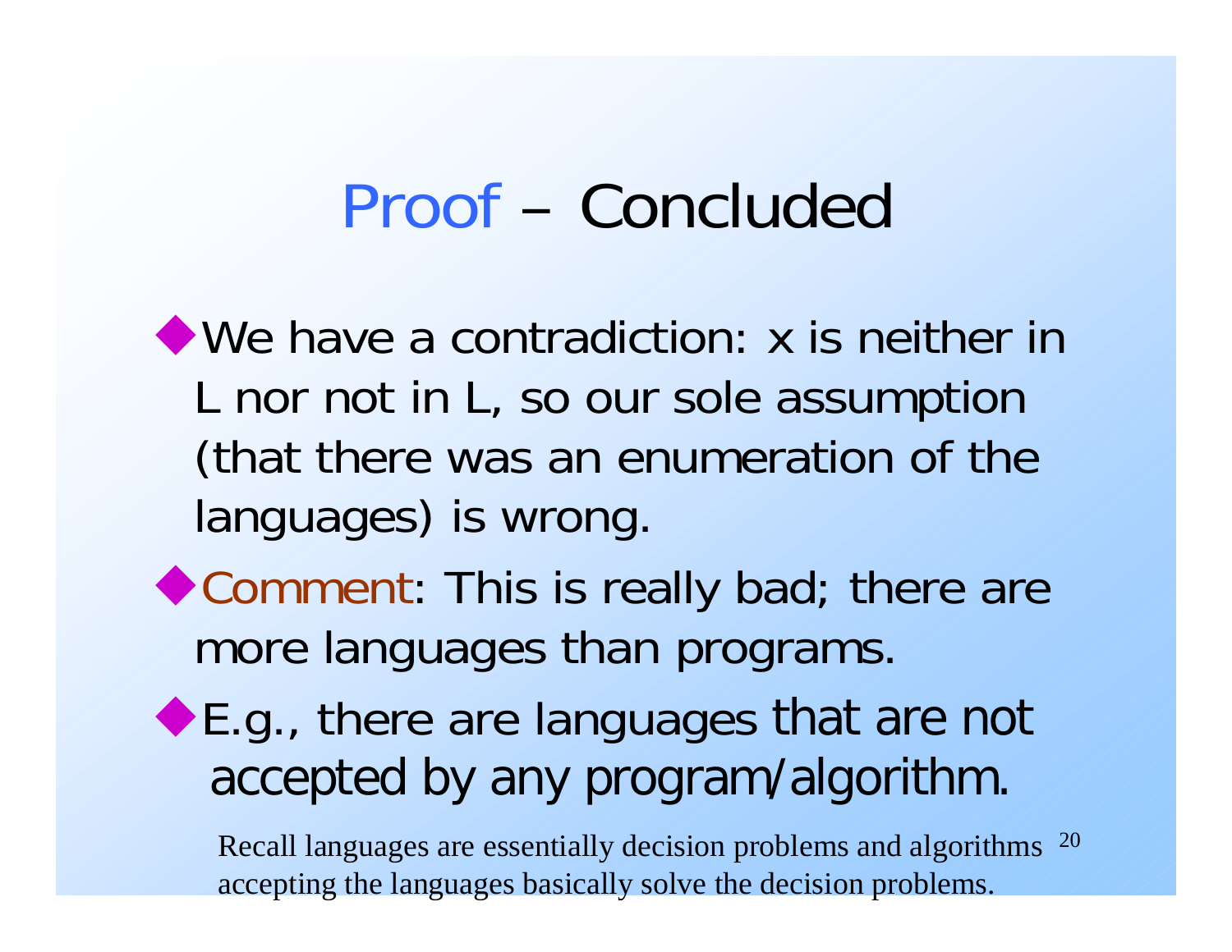# Proof – Concluded

- We have a contradiction: x is neither in L nor not in L, so our sole assumption (that there was an enumeration of the languages) is wrong.
- Comment: This is really bad; there are more languages than programs.
- E.g., there are languages that are not accepted by any program/algorithm.

Recall languages are essentially decision problems and algorithms accepting the languages basically solve the decision problems.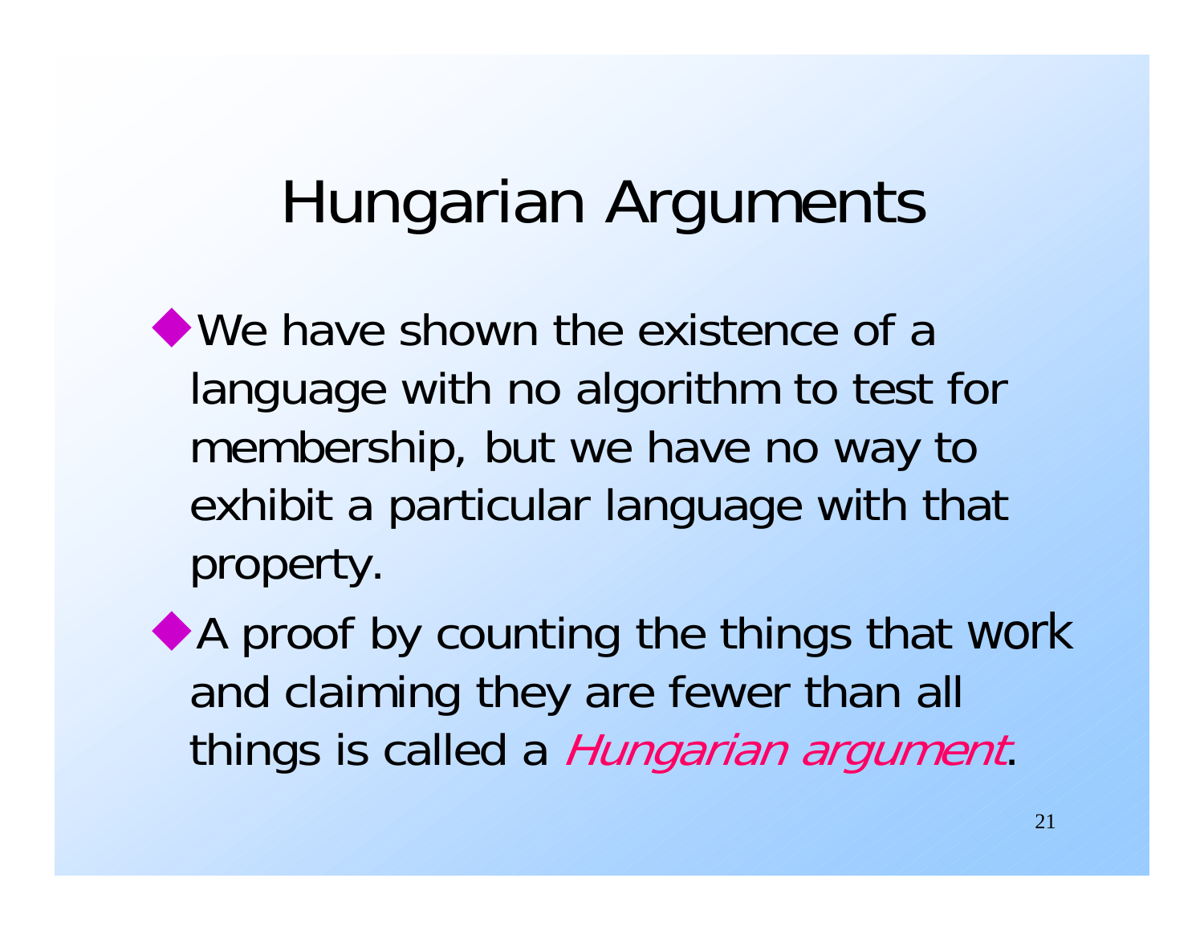# Hungarian Arguments

- We have shown the existence of a language with no algorithm to test for membership, but we have no way to exhibit a particular language with that property.
- A proof by counting the things that work and claiming they are fewer than all things is called a *Hungarian argument*.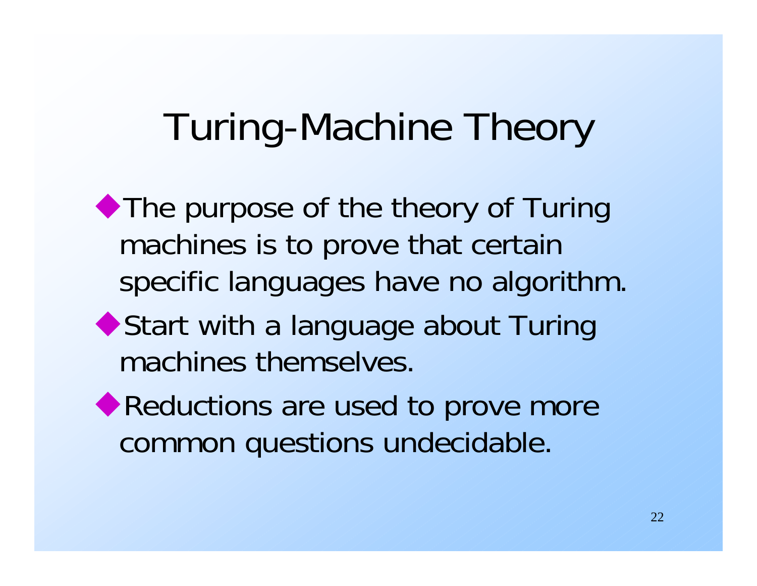# Turing-Machine Theory

- The purpose of the theory of Turing machines is to prove that certain specific languages have no algorithm.
- Start with a language about Turing machines themselves.
- Reductions are used to prove more common questions undecidable.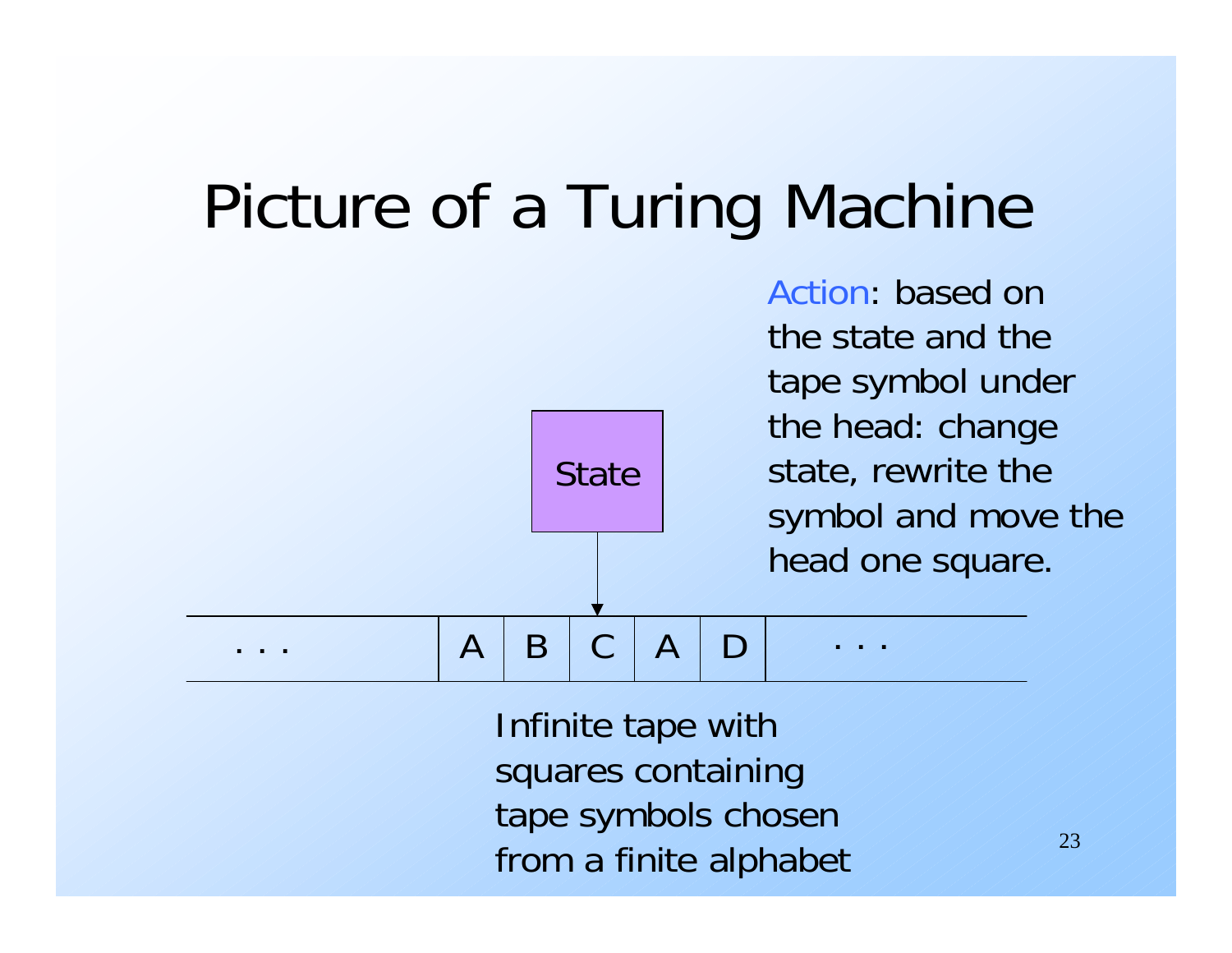# Picture of a Turing Machine

State

| . . . | A | B | C | A | D | . . . |
|---|---|---|---|---|---|---|

Action: based on the state and the tape symbol under the head: change state, rewrite the symbol and move the head one square.

Infinite tape with squares containing tape symbols chosen from a finite alphabet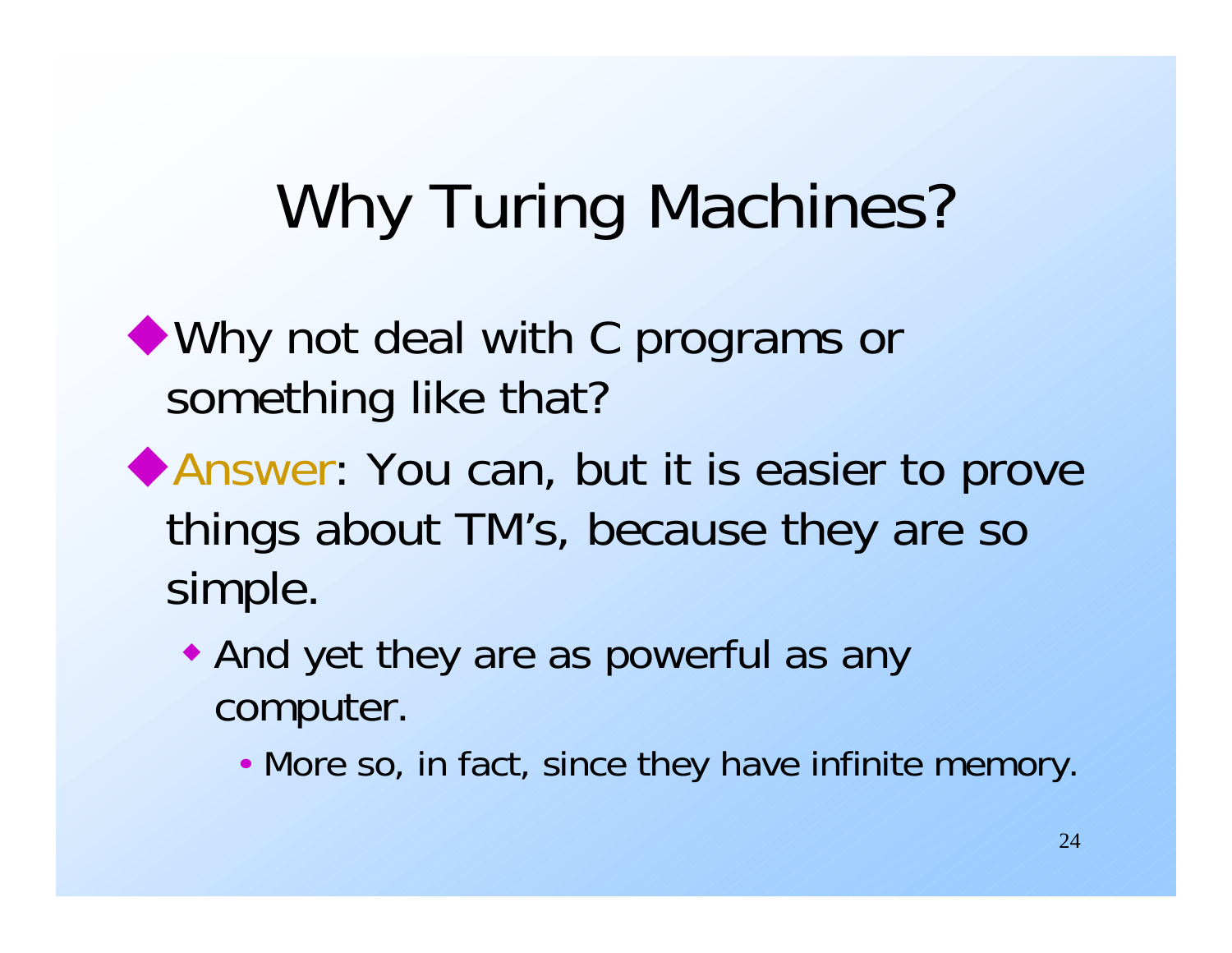# Why Turing Machines?

- Why not deal with C programs or something like that?
- Answer: You can, but it is easier to prove things about TM's, because they are so simple.
  - And yet they are as powerful as any computer.
    - More so, in fact, since they have infinite memory.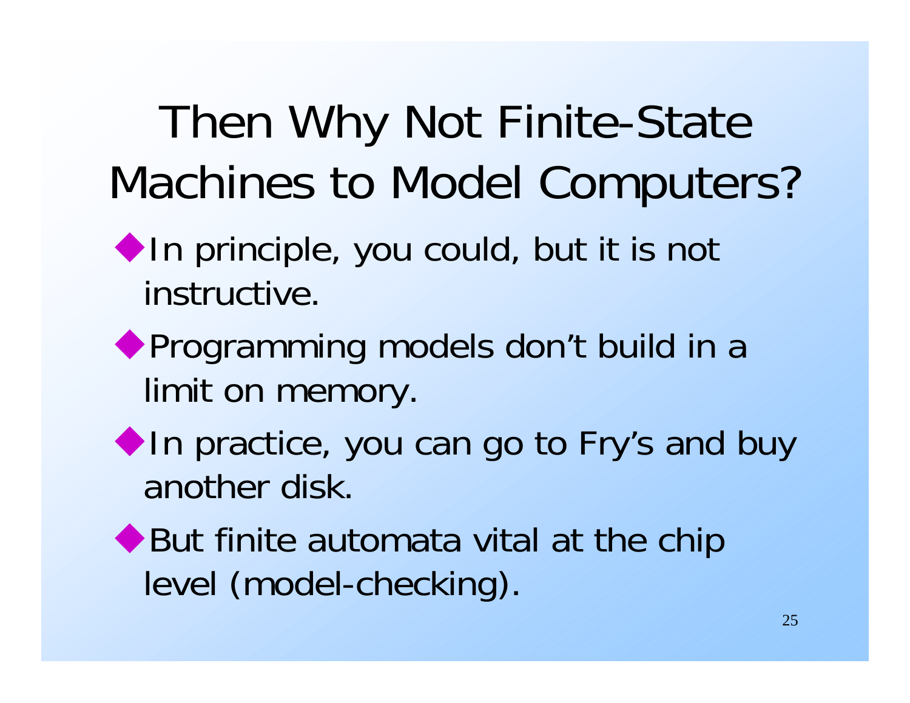# Then Why Not Finite-State Machines to Model Computers?

- In principle, you could, but it is not instructive.
- Programming models don't build in a limit on memory.
- In practice, you can go to Fry's and buy another disk.
- But finite automata vital at the chip level (model-checking).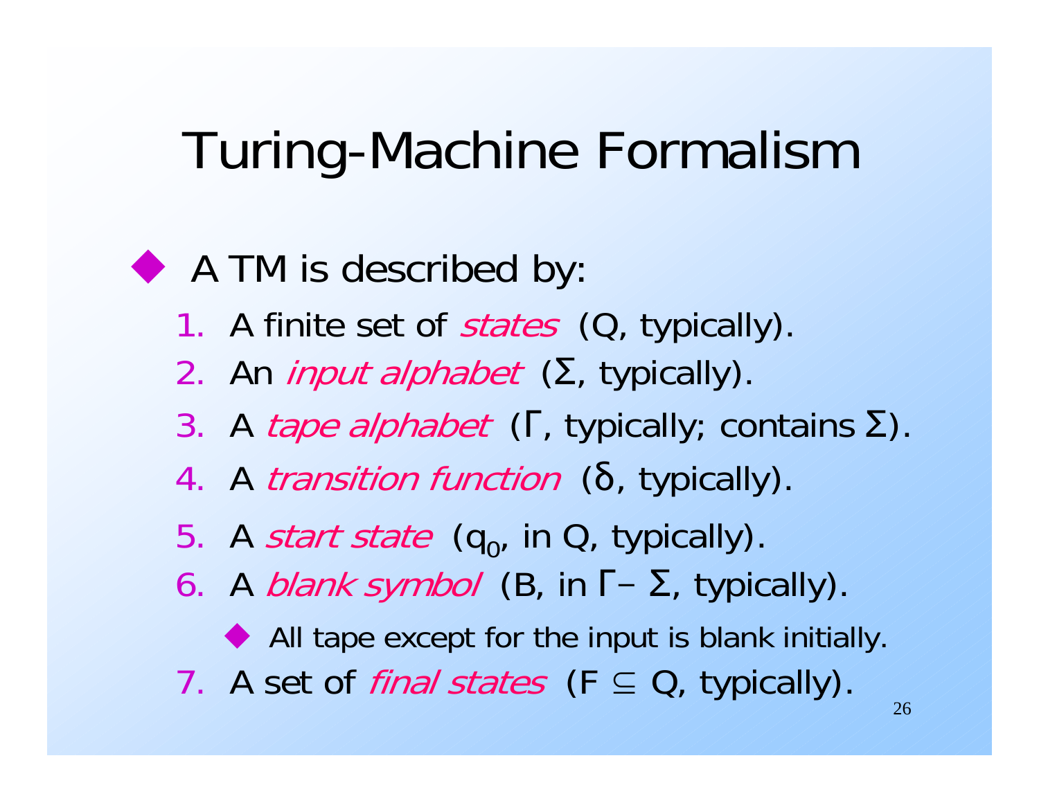# Turing-Machine Formalism

- A TM is described by:
  1. A finite set of *states* (Q, typically).
  2. An *input alphabet* (Σ, typically).
  3. A *tape alphabet* (Γ, typically; contains Σ).
  4. A *transition function* (δ, typically).
  5. A *start state* ($q_0$, in Q, typically).
  6. A *blank symbol* (B, in Γ– Σ, typically).
     - All tape except for the input is blank initially.
  7. A set of *final states* (F ⊆ Q, typically).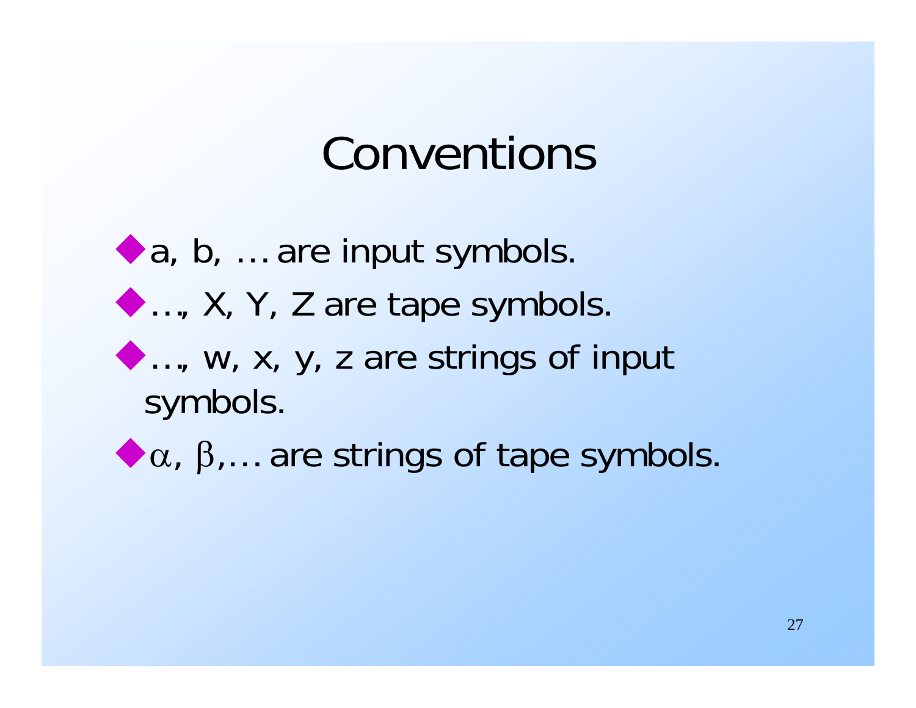# Conventions

- a, b, … are input symbols.
- …, X, Y, Z are tape symbols.
- …, w, x, y, z are strings of input symbols.
- $\alpha$, $\beta$,… are strings of tape symbols.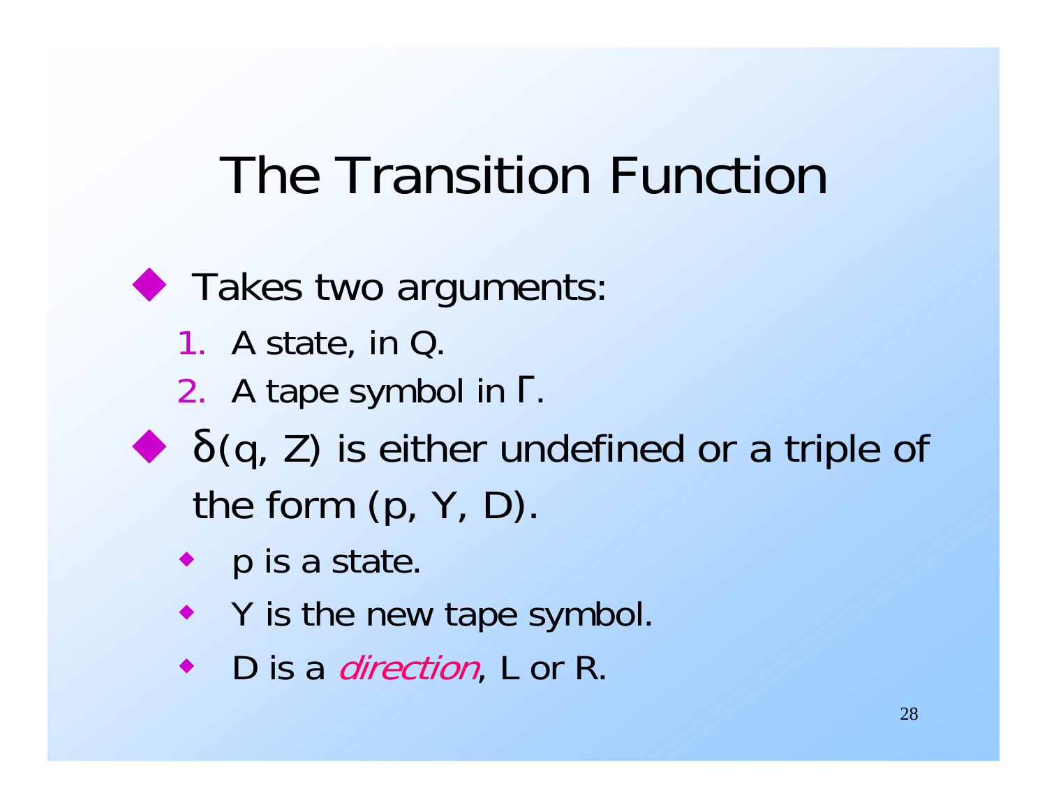# The Transition Function

- Takes two arguments:
  1. A state, in Q.
  2. A tape symbol in Γ.
- δ(q, Z) is either undefined or a triple of the form (p, Y, D).
  - p is a state.
  - Y is the new tape symbol.
  - D is a *direction*, L or R.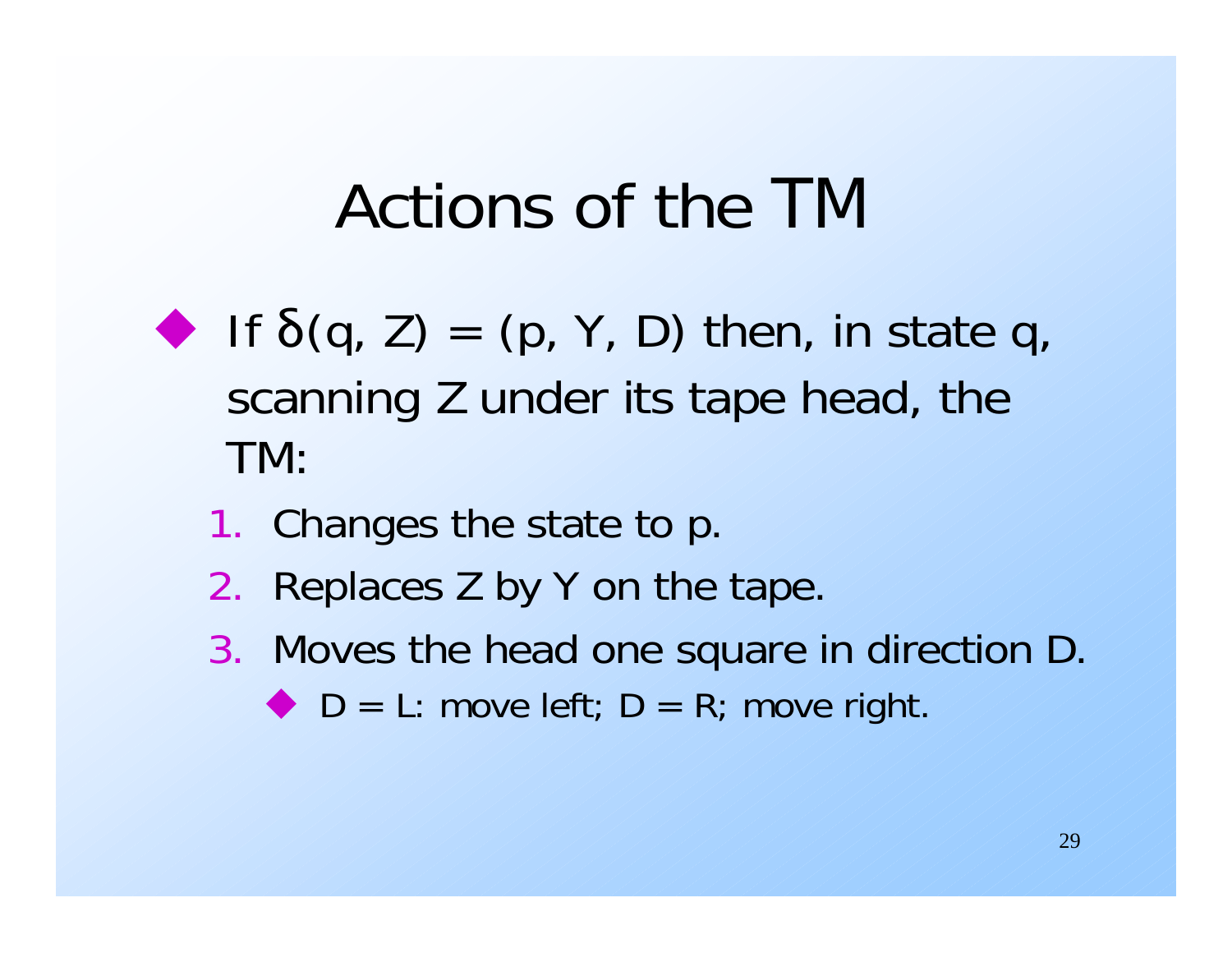# Actions of the TM

- If $\delta(q, Z) = (p, Y, D)$ then, in state q, scanning Z under its tape head, the TM:
  1. Changes the state to p.
  2. Replaces Z by Y on the tape.
  3. Moves the head one square in direction D.
     - D = L: move left; D = R; move right.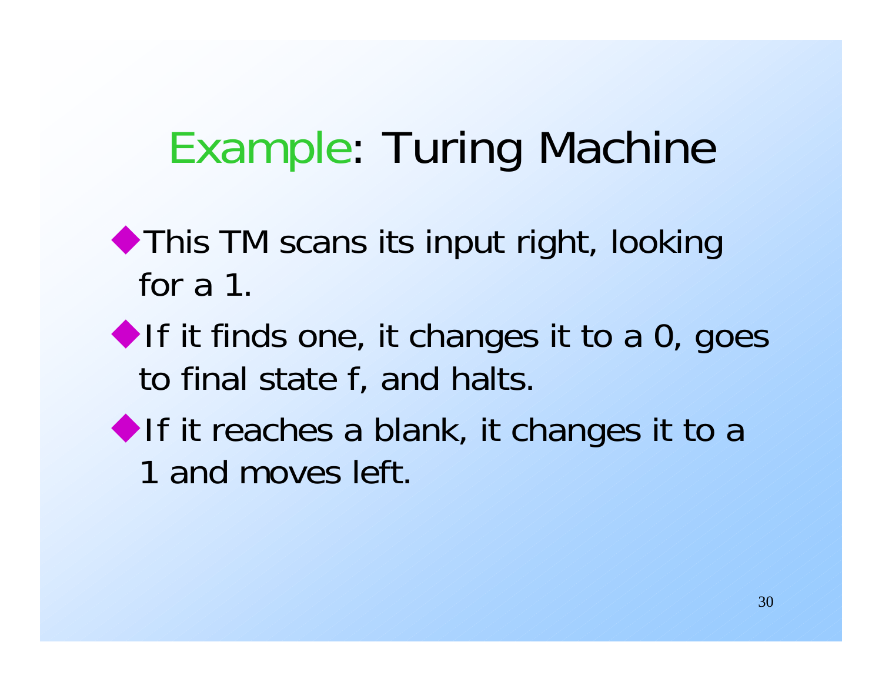# Example: Turing Machine

- This TM scans its input right, looking for a 1.
- If it finds one, it changes it to a 0, goes to final state f, and halts.
- If it reaches a blank, it changes it to a 1 and moves left.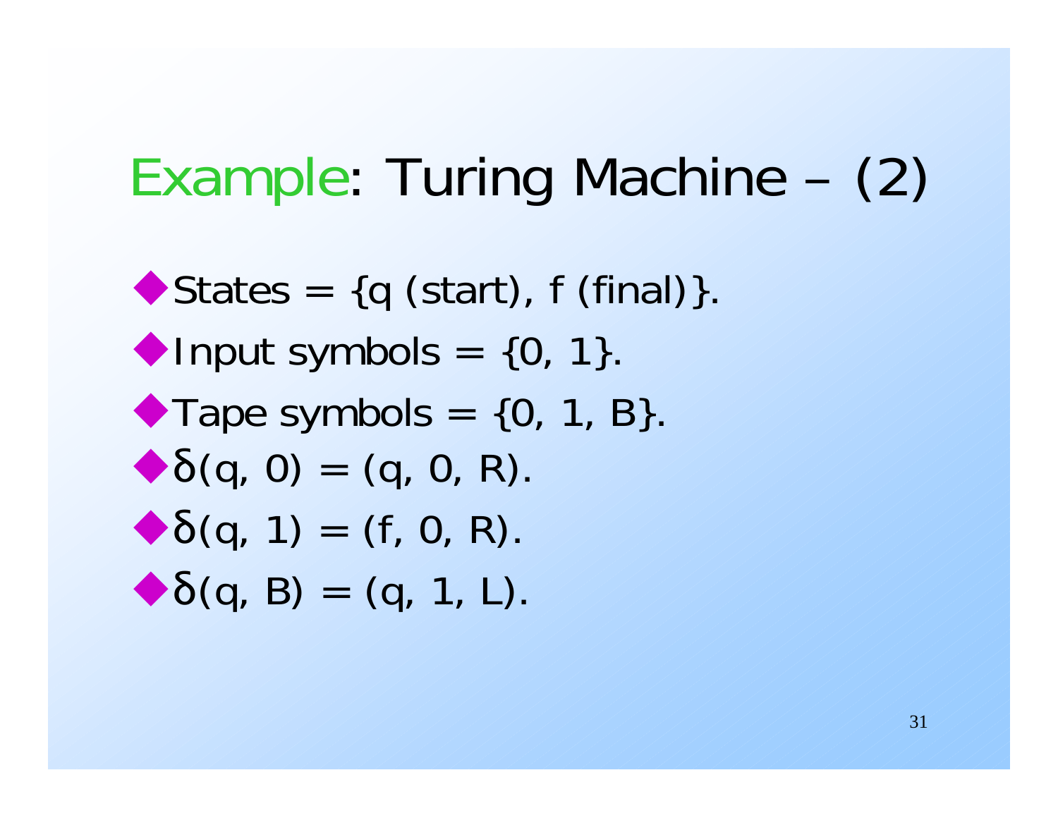# Example: Turing Machine – (2)

- States = {q (start), f (final)}.
- Input symbols = {0, 1}.
- Tape symbols = {0, 1, B}.
- $\delta(q, 0) = (q, 0, R)$.
- $\delta(q, 1) = (f, 0, R)$.
- $\delta(q, B) = (q, 1, L)$.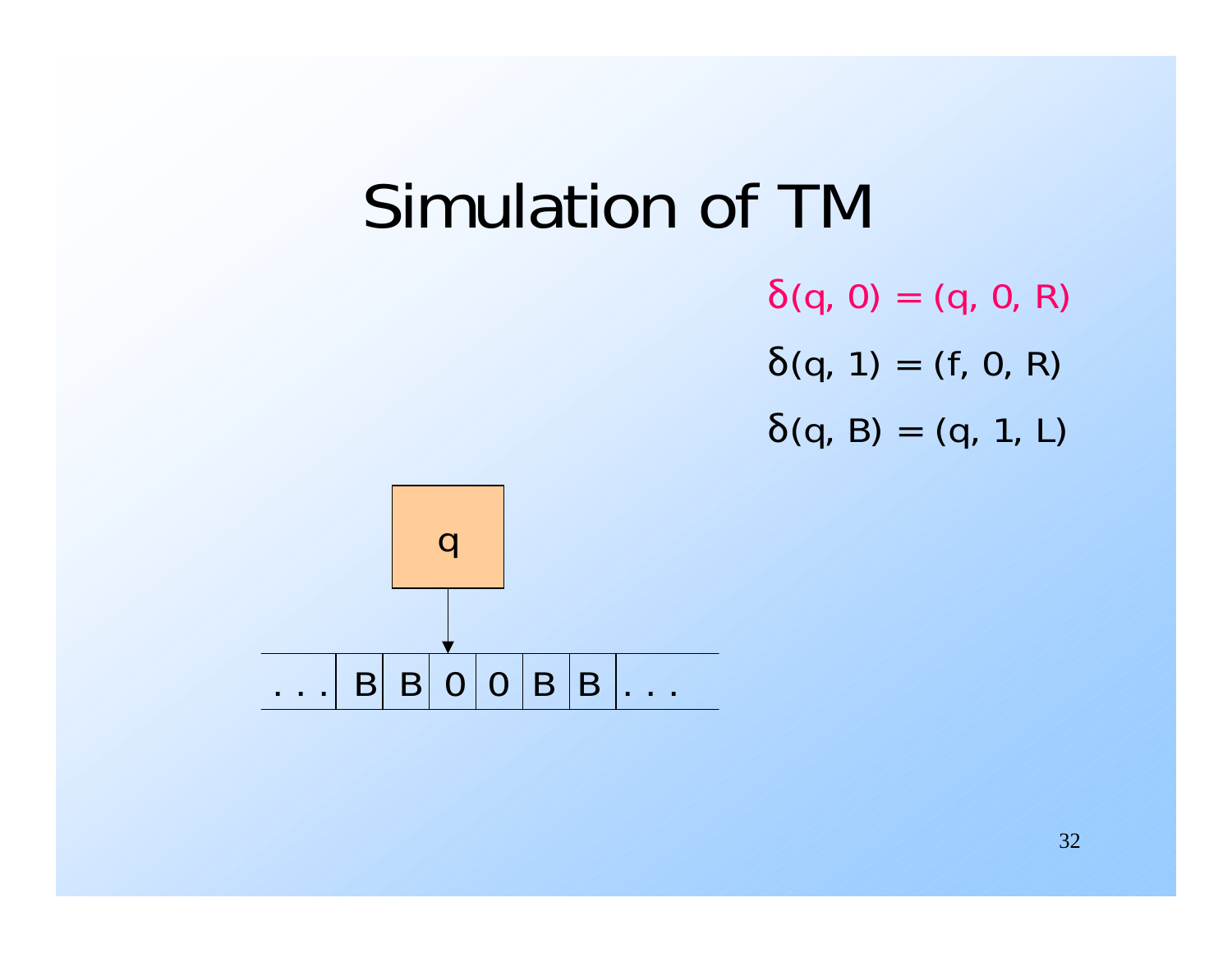# Simulation of TM

$\delta(q, 0) = (q, 0, R)$

$\delta(q, 1) = (f, 0, R)$

$\delta(q, B) = (q, 1, L)$

q

| . . . | B | B | 0 | 0 | B | B | . . . |
|---|---|---|---|---|---|---|---|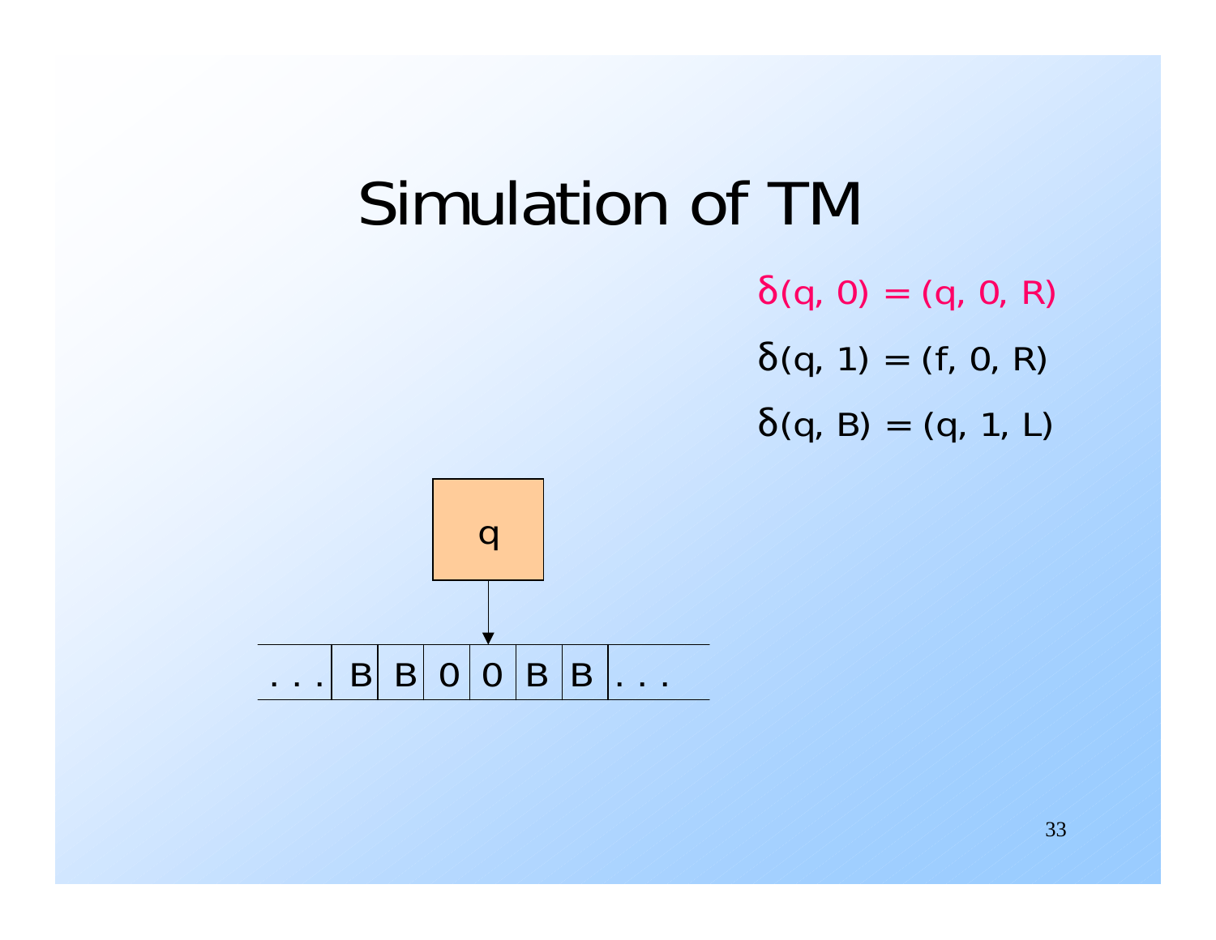# Simulation of TM

$\delta(q, 0) = (q, 0, R)$

$\delta(q, 1) = (f, 0, R)$

$\delta(q, B) = (q, 1, L)$

q

| . . . | B | B | 0 | 0 | B | B | . . . |
|---|---|---|---|---|---|---|---|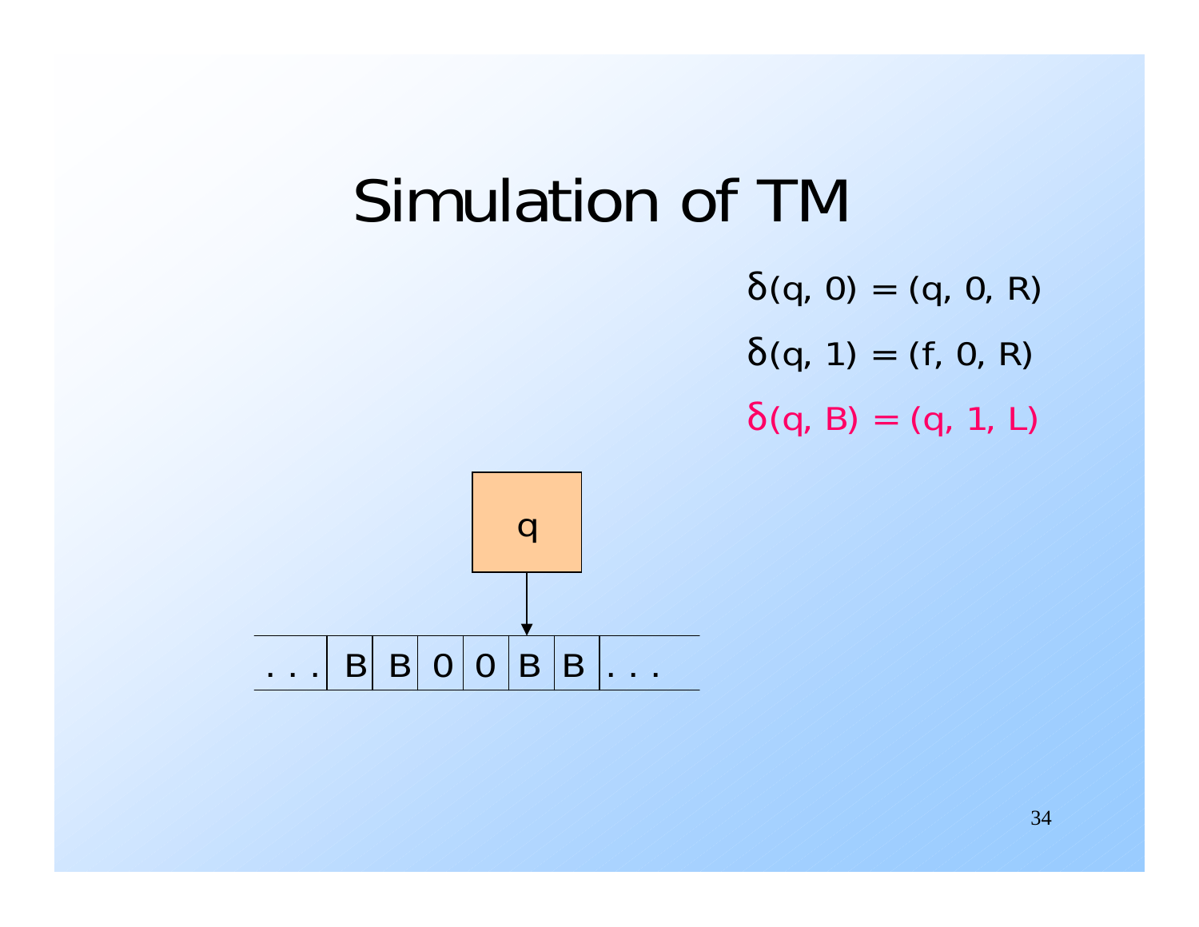# Simulation of TM

$\delta(q, 0) = (q, 0, R)$

$\delta(q, 1) = (f, 0, R)$

$\delta(q, B) = (q, 1, L)$

q

| . . . | B | B | 0 | 0 | B | B | . . . |
|---|---|---|---|---|---|---|---|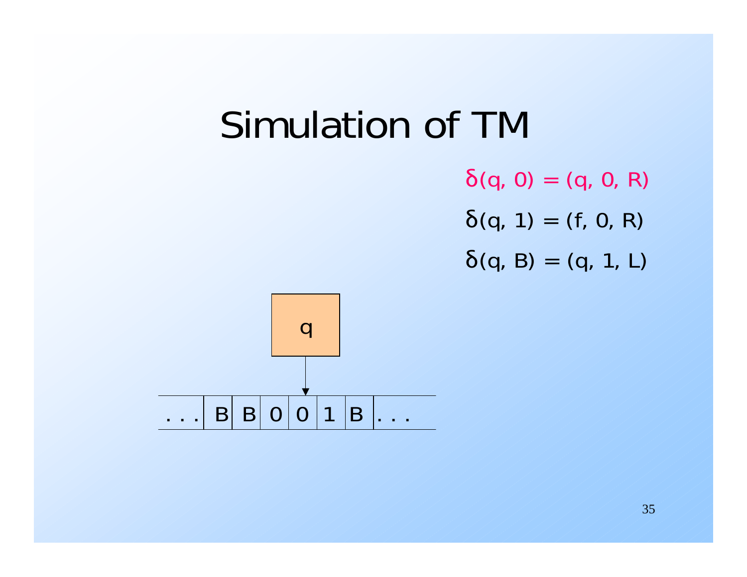# Simulation of TM

$\delta(q, 0) = (q, 0, R)$

$\delta(q, 1) = (f, 0, R)$

$\delta(q, B) = (q, 1, L)$

q

| . . . | B | B | 0 | 0 | 1 | B | . . . |
|---|---|---|---|---|---|---|---|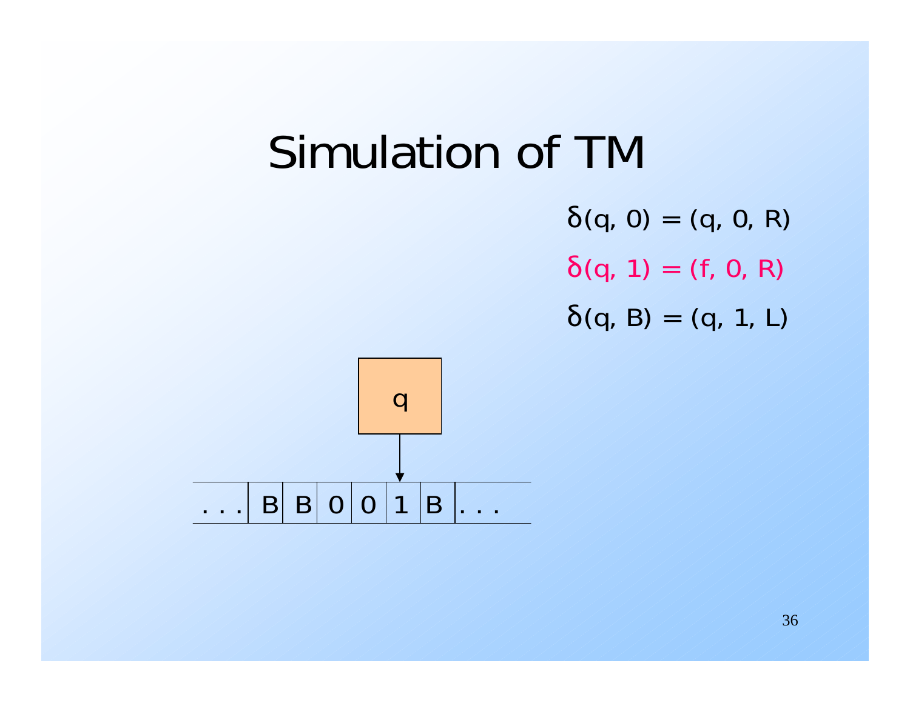# Simulation of TM

$\delta(q, 0) = (q, 0, R)$

$\delta(q, 1) = (f, 0, R)$

$\delta(q, B) = (q, 1, L)$

q

| . . . | B | B | 0 | 0 | 1 | B | . . . |
|---|---|---|---|---|---|---|---|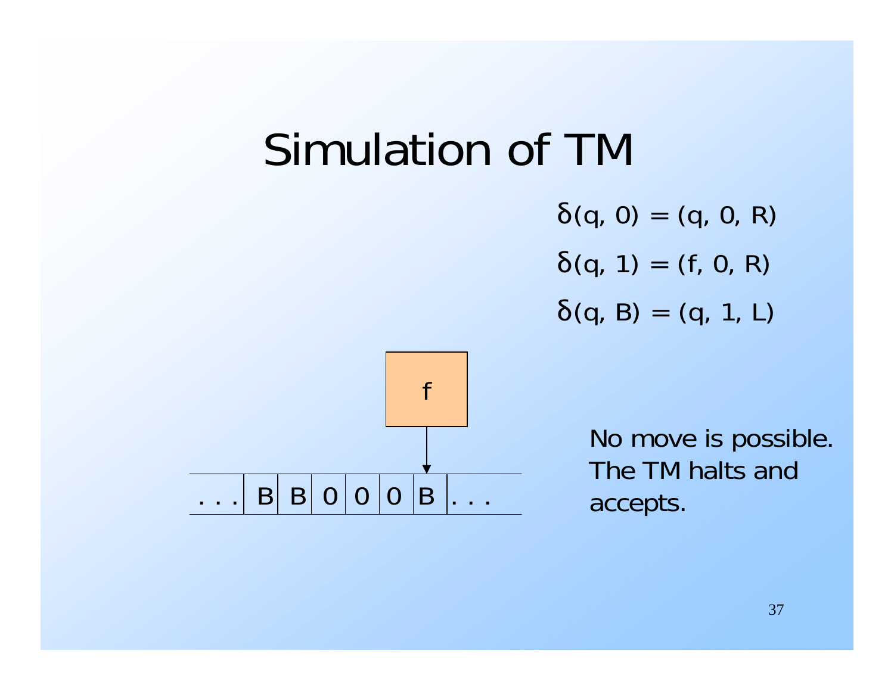# Simulation of TM

$\delta(q, 0) = (q, 0, R)$

$\delta(q, 1) = (f, 0, R)$

$\delta(q, B) = (q, 1, L)$

f

| . . . | B | B | 0 | 0 | 0 | B | . . . |
|---|---|---|---|---|---|---|---|

No move is possible. The TM halts and accepts.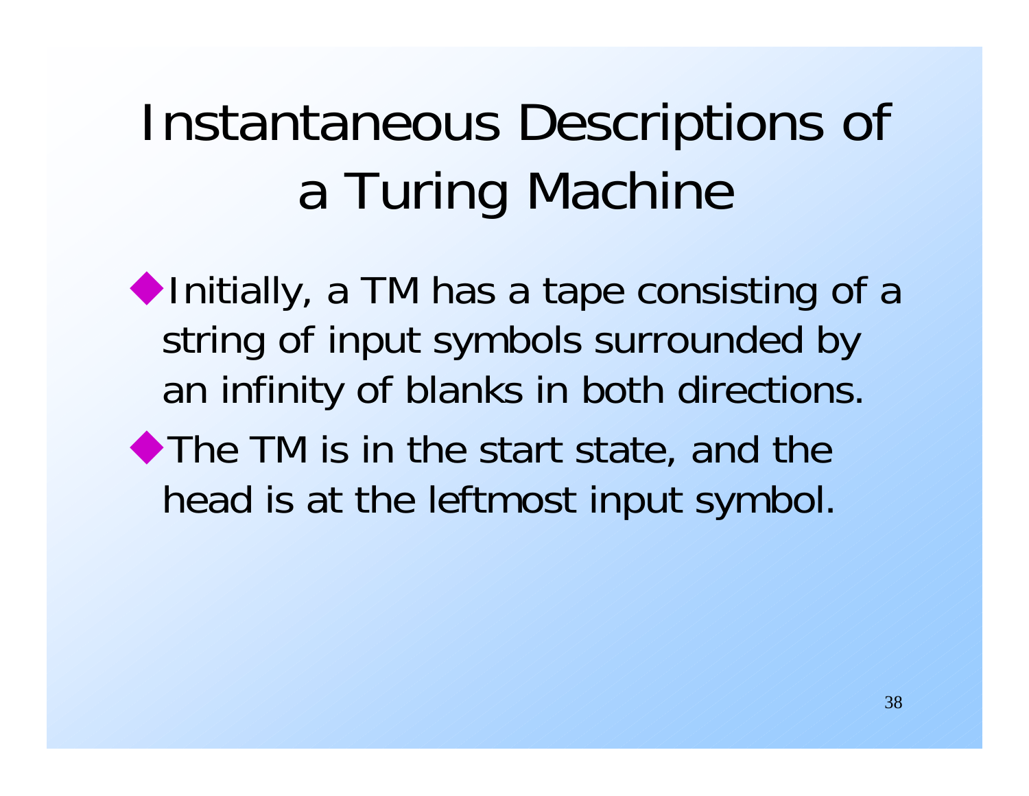# Instantaneous Descriptions of a Turing Machine

- Initially, a TM has a tape consisting of a string of input symbols surrounded by an infinity of blanks in both directions.
- The TM is in the start state, and the head is at the leftmost input symbol.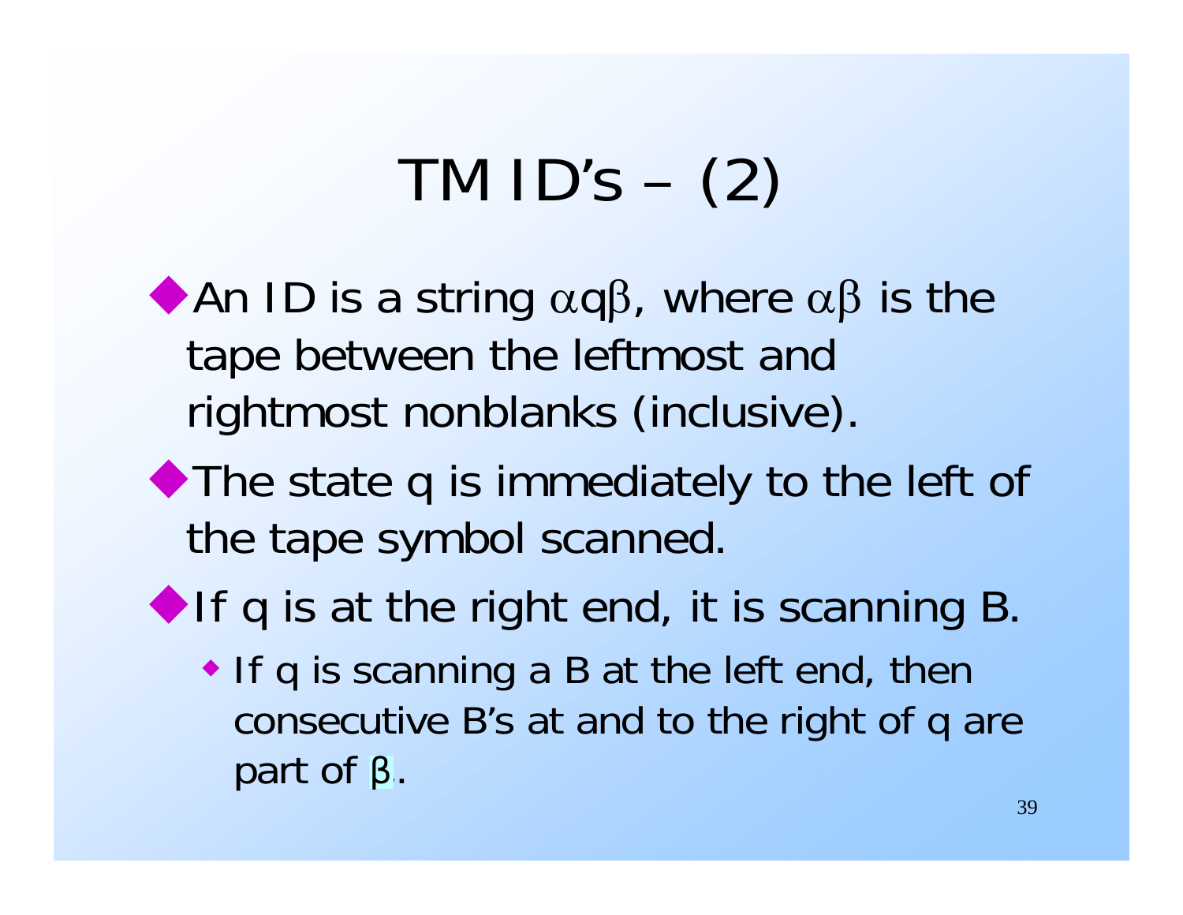# TM ID's – (2)

- An ID is a string $\alpha q \beta$, where $\alpha\beta$ is the tape between the leftmost and rightmost nonblanks (inclusive).
- The state q is immediately to the left of the tape symbol scanned.
- If q is at the right end, it is scanning B.
  - If q is scanning a B at the left end, then consecutive B's at and to the right of q are part of $\beta$.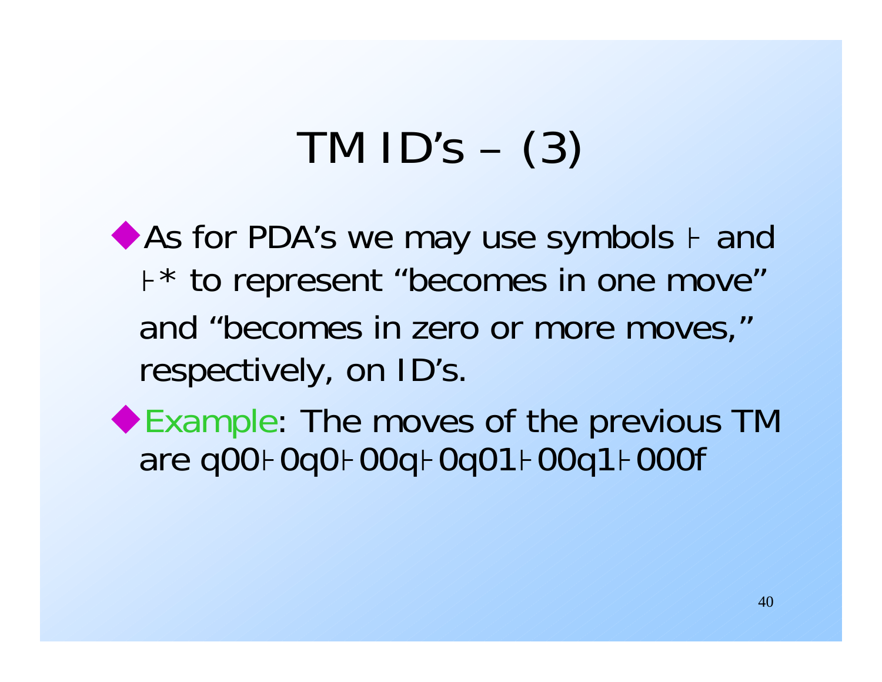# TM ID's – (3)

- As for PDA's we may use symbols ⊦ and ⊦* to represent "becomes in one move" and "becomes in zero or more moves," respectively, on ID's.
- Example: The moves of the previous TM are q00⊦0q0⊦00q⊦0q01⊦00q1⊦000f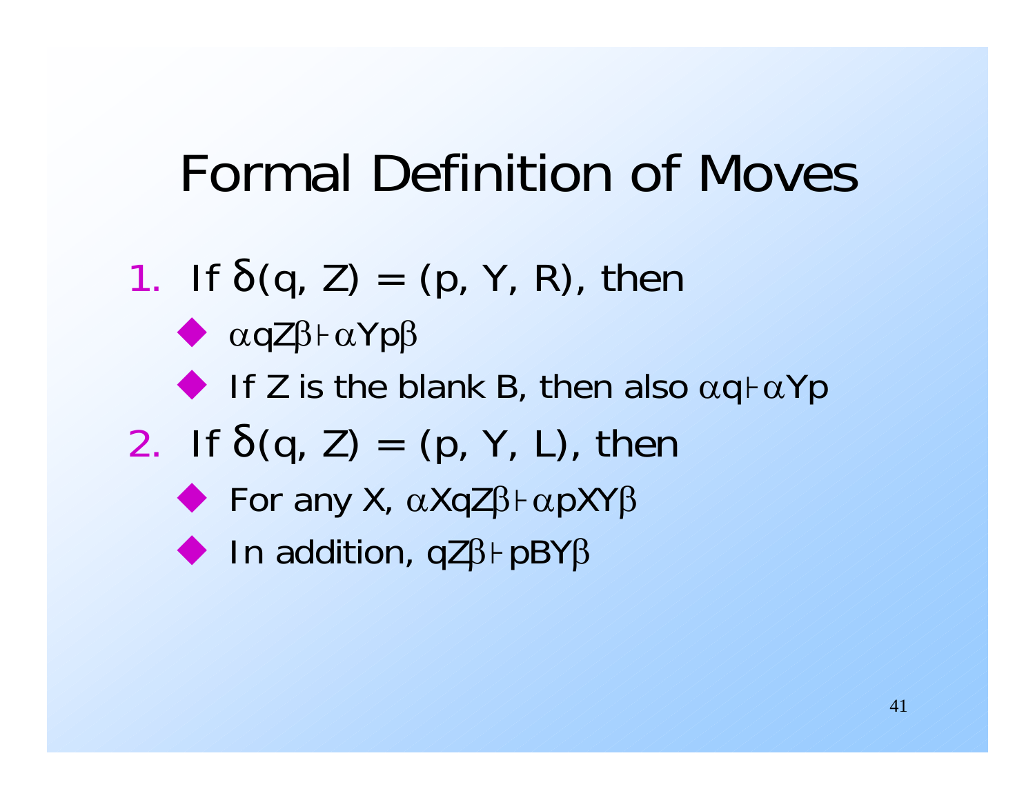# Formal Definition of Moves

1. If $\delta(q, Z) = (p, Y, R)$, then
   - $\alpha qZ\beta \vdash \alpha Yp\beta$
   - If Z is the blank B, then also $\alpha q \vdash \alpha Yp$
2. If $\delta(q, Z) = (p, Y, L)$, then
   - For any X, $\alpha XqZ\beta \vdash \alpha pXY\beta$
   - In addition, $qZ\beta \vdash pBY\beta$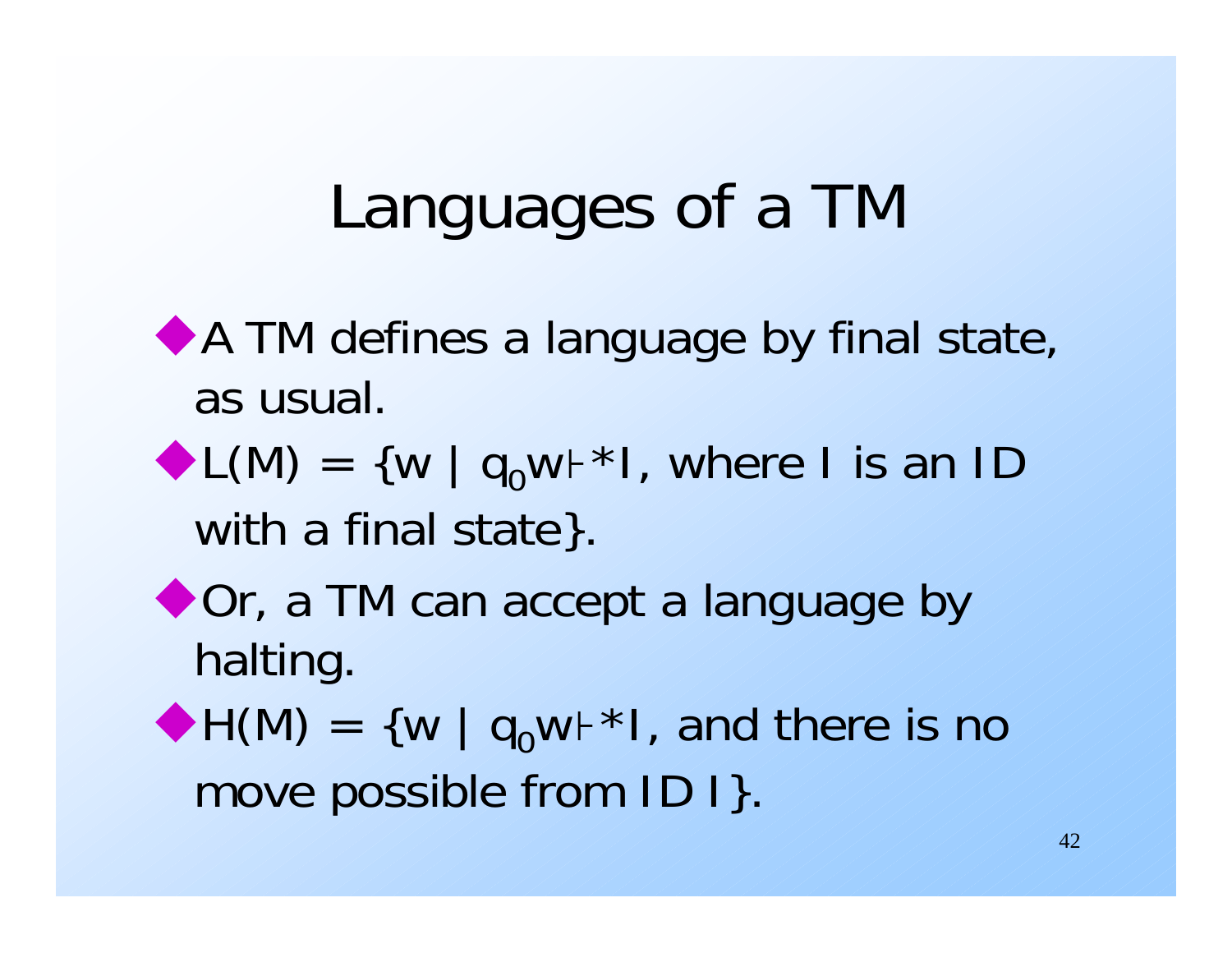# Languages of a TM

- A TM defines a language by final state, as usual.
- $L(M) = \{w \mid q_0w \vdash^* I$, where $I$ is an ID with a final state$\}$.
- Or, a TM can accept a language by halting.
- $H(M) = \{w \mid q_0w \vdash^* I$, and there is no move possible from ID $I\}$.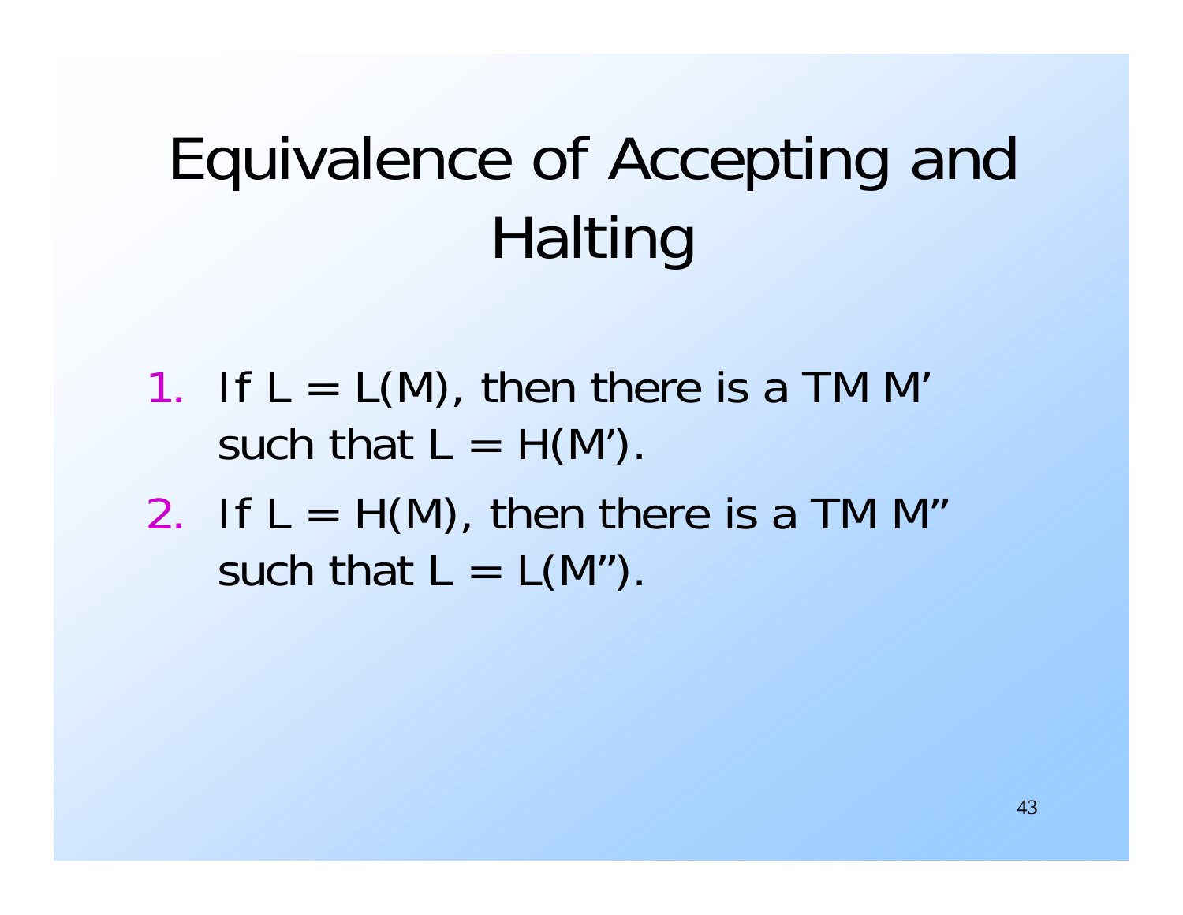# Equivalence of Accepting and Halting

1. If $L = L(M)$, then there is a TM M' such that $L = H(M')$.
2. If $L = H(M)$, then there is a TM M'' such that $L = L(M'')$.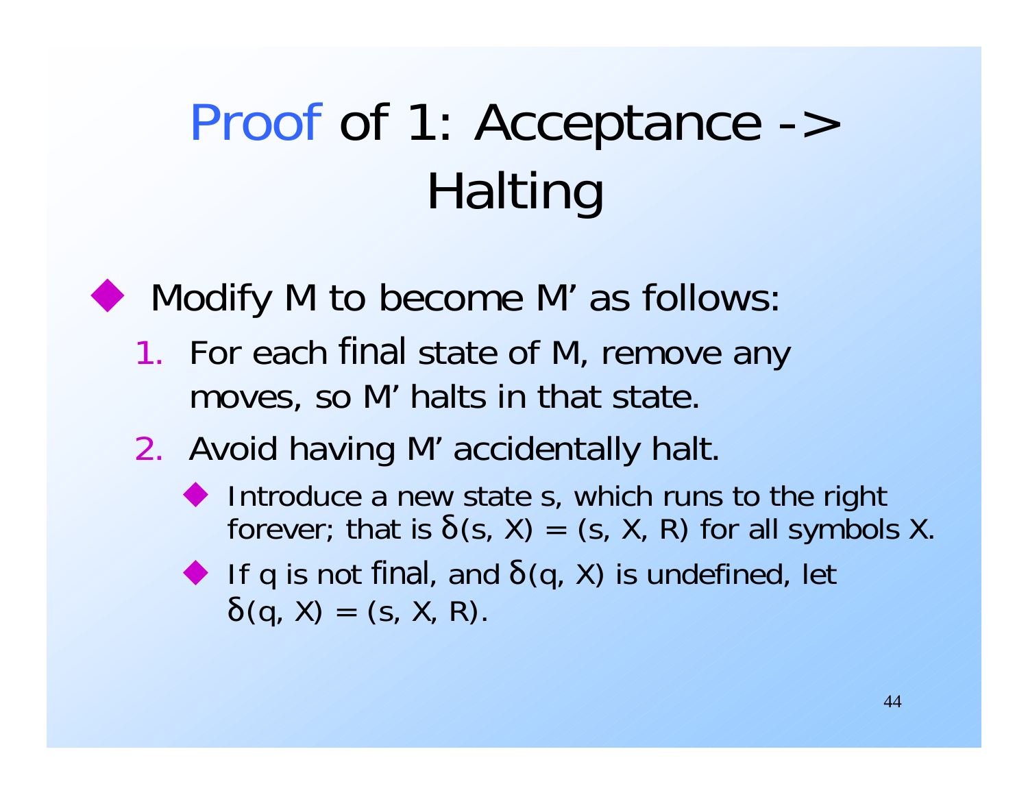# Proof of 1: Acceptance -> Halting

- Modify M to become M' as follows:
  1. For each final state of M, remove any moves, so M' halts in that state.
  2. Avoid having M' accidentally halt.
     - Introduce a new state s, which runs to the right forever; that is $\delta(s, X) = (s, X, R)$ for all symbols X.
     - If q is not final, and $\delta(q, X)$ is undefined, let $\delta(q, X) = (s, X, R)$.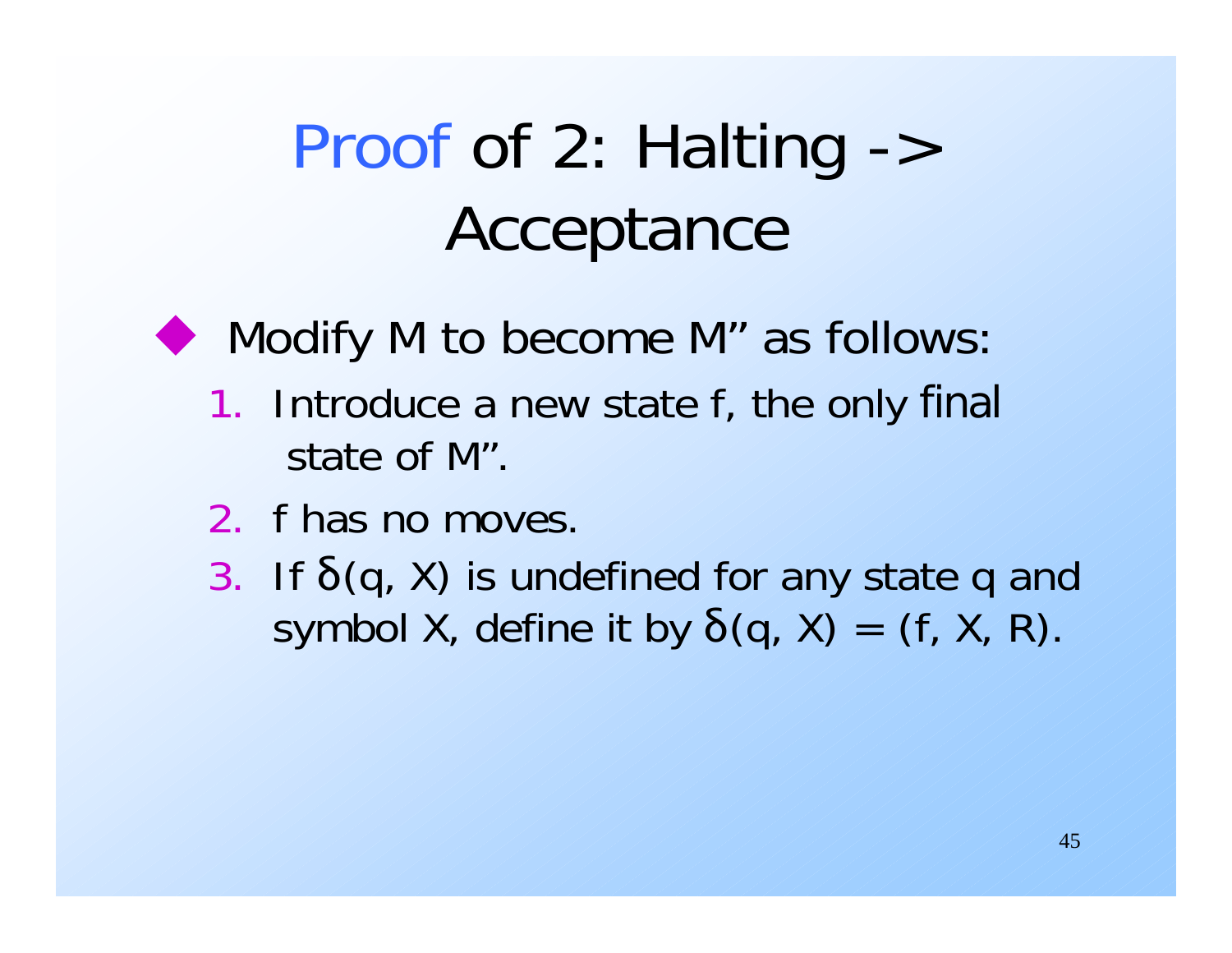# Proof of 2: Halting -> Acceptance

- Modify M to become M" as follows:
  1. Introduce a new state f, the only final state of M".
  2. f has no moves.
  3. If $\delta(q, X)$ is undefined for any state q and symbol X, define it by $\delta(q, X) = (f, X, R)$.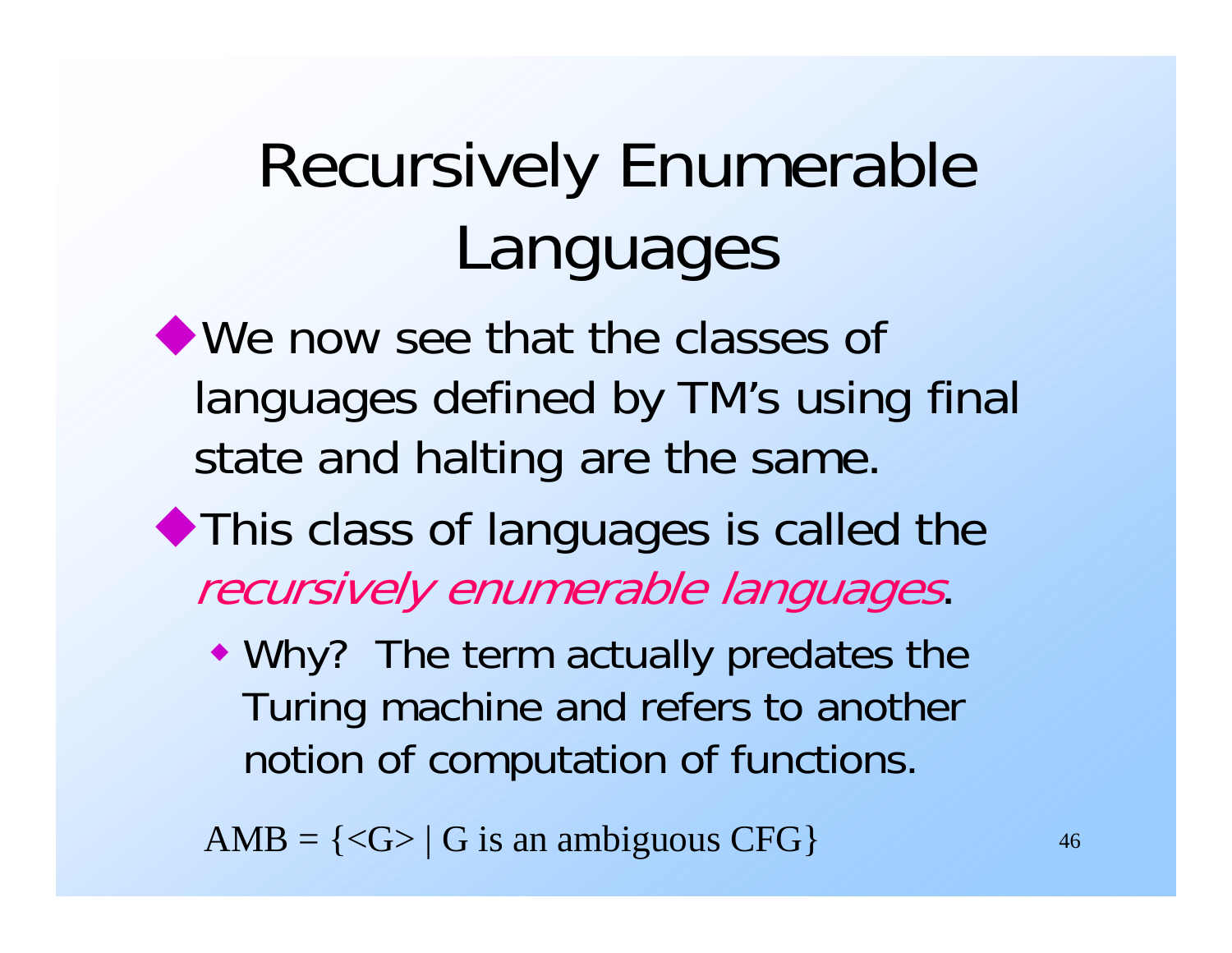# Recursively Enumerable Languages

- We now see that the classes of languages defined by TM's using final state and halting are the same.
- This class of languages is called the *recursively enumerable languages*.
  - Why? The term actually predates the Turing machine and refers to another notion of computation of functions.

AMB = {<G> | G is an ambiguous CFG}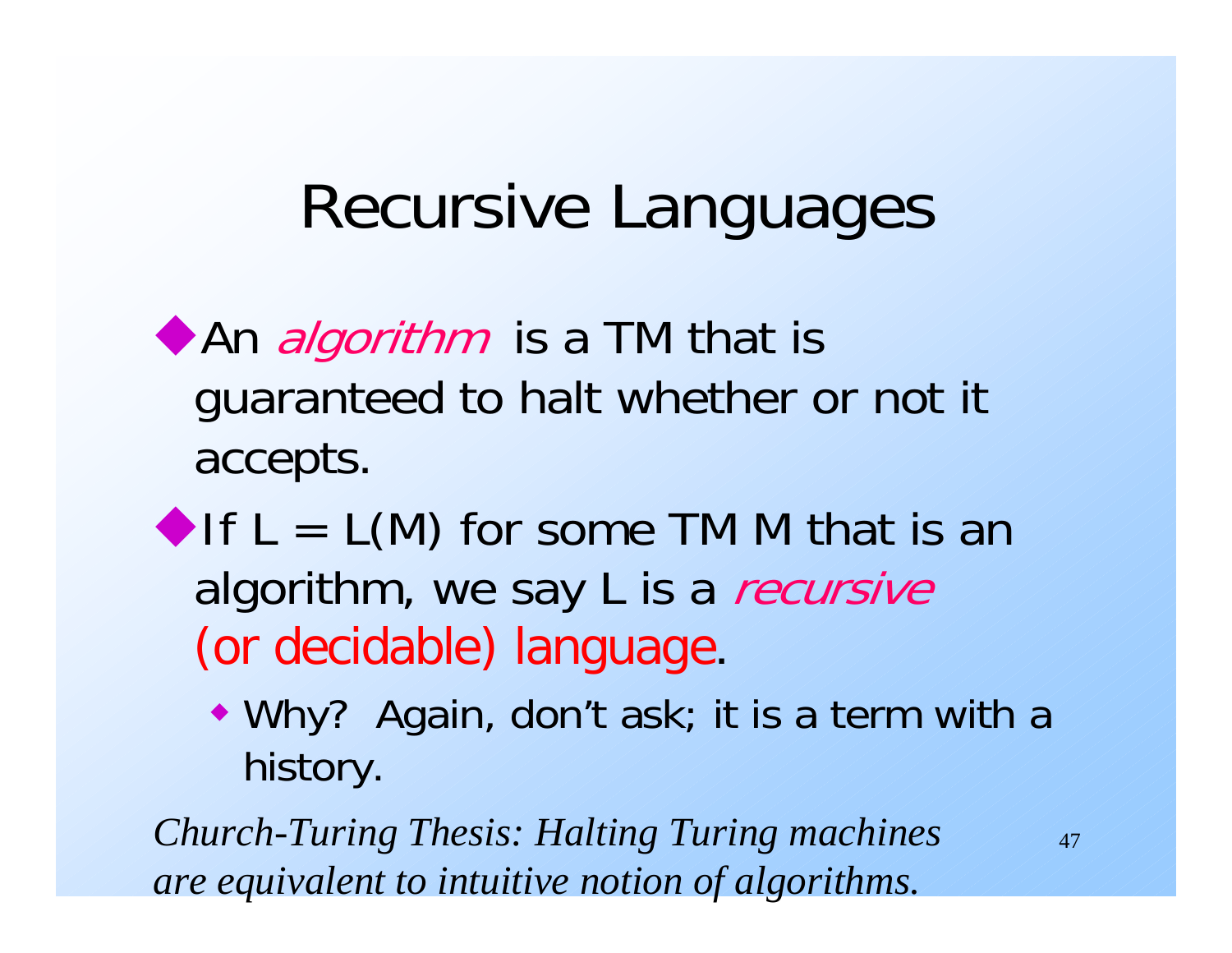# Recursive Languages

- An *algorithm* is a TM that is guaranteed to halt whether or not it accepts.
- If L = L(M) for some TM M that is an algorithm, we say L is a *recursive* (or decidable) language.
  - Why? Again, don't ask; it is a term with a history.

*Church-Turing Thesis: Halting Turing machines are equivalent to intuitive notion of algorithms.*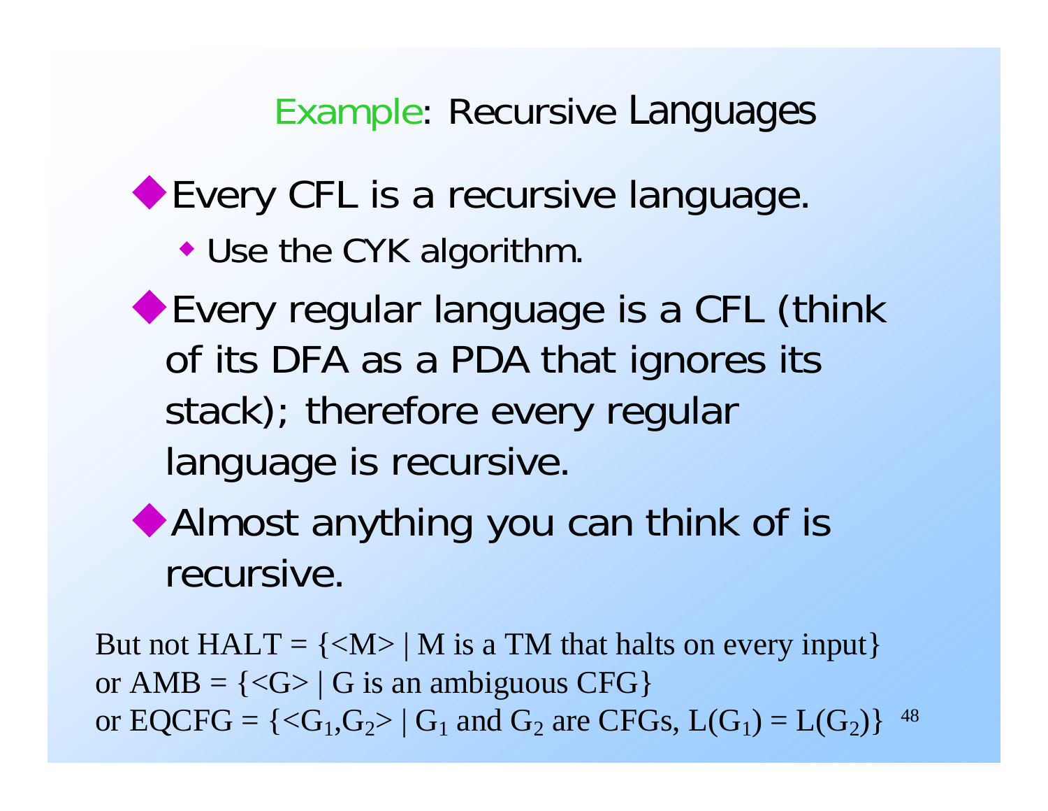# Example: Recursive Languages

- Every CFL is a recursive language.
  - Use the CYK algorithm.
- Every regular language is a CFL (think of its DFA as a PDA that ignores its stack); therefore every regular language is recursive.
- Almost anything you can think of is recursive.

But not HALT = {<M> | M is a TM that halts on every input}
or AMB = {<G> | G is an ambiguous CFG}
or EQCFG = {$<G_1,G_2>$ | $G_1$ and $G_2$ are CFGs, $L(G_1) = L(G_2)$}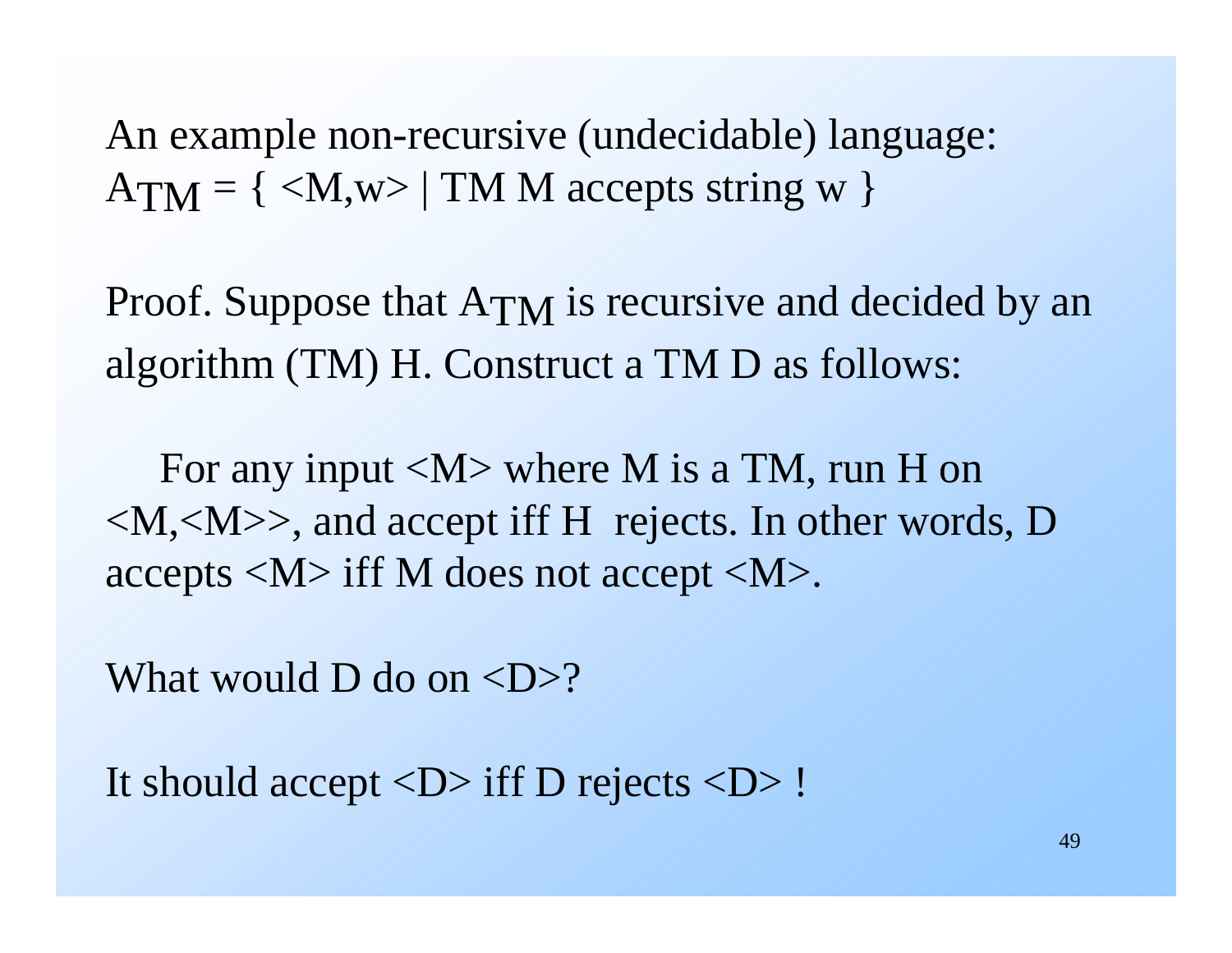An example non-recursive (undecidable) language:
$A_{TM}$ = { <M,w> | TM M accepts string w }

Proof. Suppose that $A_{TM}$ is recursive and decided by an algorithm (TM) H. Construct a TM D as follows:

For any input <M> where M is a TM, run H on <M,<M>>, and accept iff H rejects. In other words, D accepts <M> iff M does not accept <M>.

What would D do on <D>?

It should accept <D> iff D rejects <D> !